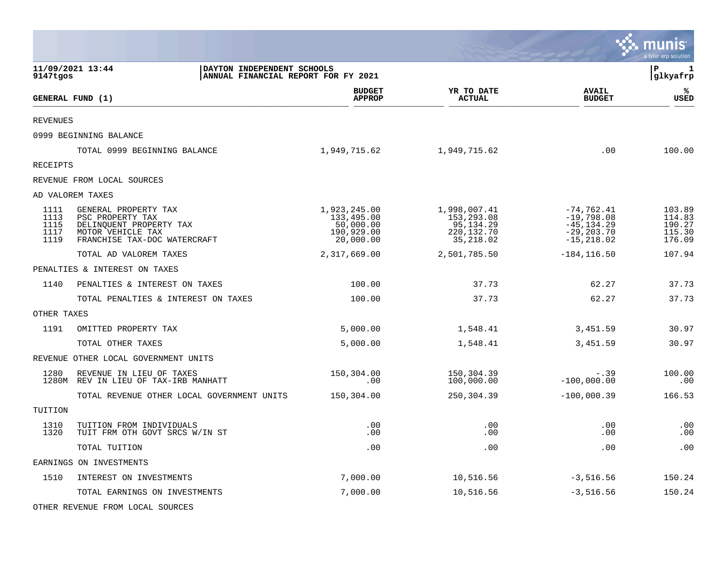**11/09/2021 13:44**
**9147tgos**

**DAYTON INDEPENDENT SCHOOLS**
**ANNUAL FINANCIAL REPORT FOR FY 2021**

| GENERAL FUND (1) | | BUDGET APPROP | YR TO DATE ACTUAL | AVAIL BUDGET | % USED |
|---|---|---|---|---|---|
| REVENUES | | | | | |
| 0999 BEGINNING BALANCE | | | | | |
| | TOTAL 0999 BEGINNING BALANCE | 1,949,715.62 | 1,949,715.62 | .00 | 100.00 |
| RECEIPTS | | | | | |
| REVENUE FROM LOCAL SOURCES | | | | | |
| AD VALOREM TAXES | | | | | |
| 1111 | GENERAL PROPERTY TAX | 1,923,245.00 | 1,998,007.41 | -74,762.41 | 103.89 |
| 1113 | PSC PROPERTY TAX | 133,495.00 | 153,293.08 | -19,798.08 | 114.83 |
| 1115 | DELINQUENT PROPERTY TAX | 50,000.00 | 95,134.29 | -45,134.29 | 190.27 |
| 1117 | MOTOR VEHICLE TAX | 190,929.00 | 220,132.70 | -29,203.70 | 115.30 |
| 1119 | FRANCHISE TAX-DOC WATERCRAFT | 20,000.00 | 35,218.02 | -15,218.02 | 176.09 |
| | TOTAL AD VALOREM TAXES | 2,317,669.00 | 2,501,785.50 | -184,116.50 | 107.94 |
| PENALTIES & INTEREST ON TAXES | | | | | |
| 1140 | PENALTIES & INTEREST ON TAXES | 100.00 | 37.73 | 62.27 | 37.73 |
| | TOTAL PENALTIES & INTEREST ON TAXES | 100.00 | 37.73 | 62.27 | 37.73 |
| OTHER TAXES | | | | | |
| 1191 | OMITTED PROPERTY TAX | 5,000.00 | 1,548.41 | 3,451.59 | 30.97 |
| | TOTAL OTHER TAXES | 5,000.00 | 1,548.41 | 3,451.59 | 30.97 |
| REVENUE OTHER LOCAL GOVERNMENT UNITS | | | | | |
| 1280 | REVENUE IN LIEU OF TAXES | 150,304.00 | 150,304.39 | -.39 | 100.00 |
| 1280M | REV IN LIEU OF TAX-IRB MANHATT | .00 | 100,000.00 | -100,000.00 | .00 |
| | TOTAL REVENUE OTHER LOCAL GOVERNMENT UNITS | 150,304.00 | 250,304.39 | -100,000.39 | 166.53 |
| TUITION | | | | | |
| 1310 | TUITION FROM INDIVIDUALS | .00 | .00 | .00 | .00 |
| 1320 | TUIT FRM OTH GOVT SRCS W/IN ST | .00 | .00 | .00 | .00 |
| | TOTAL TUITION | .00 | .00 | .00 | .00 |
| EARNINGS ON INVESTMENTS | | | | | |
| 1510 | INTEREST ON INVESTMENTS | 7,000.00 | 10,516.56 | -3,516.56 | 150.24 |
| | TOTAL EARNINGS ON INVESTMENTS | 7,000.00 | 10,516.56 | -3,516.56 | 150.24 |
| OTHER REVENUE FROM LOCAL SOURCES | | | | | |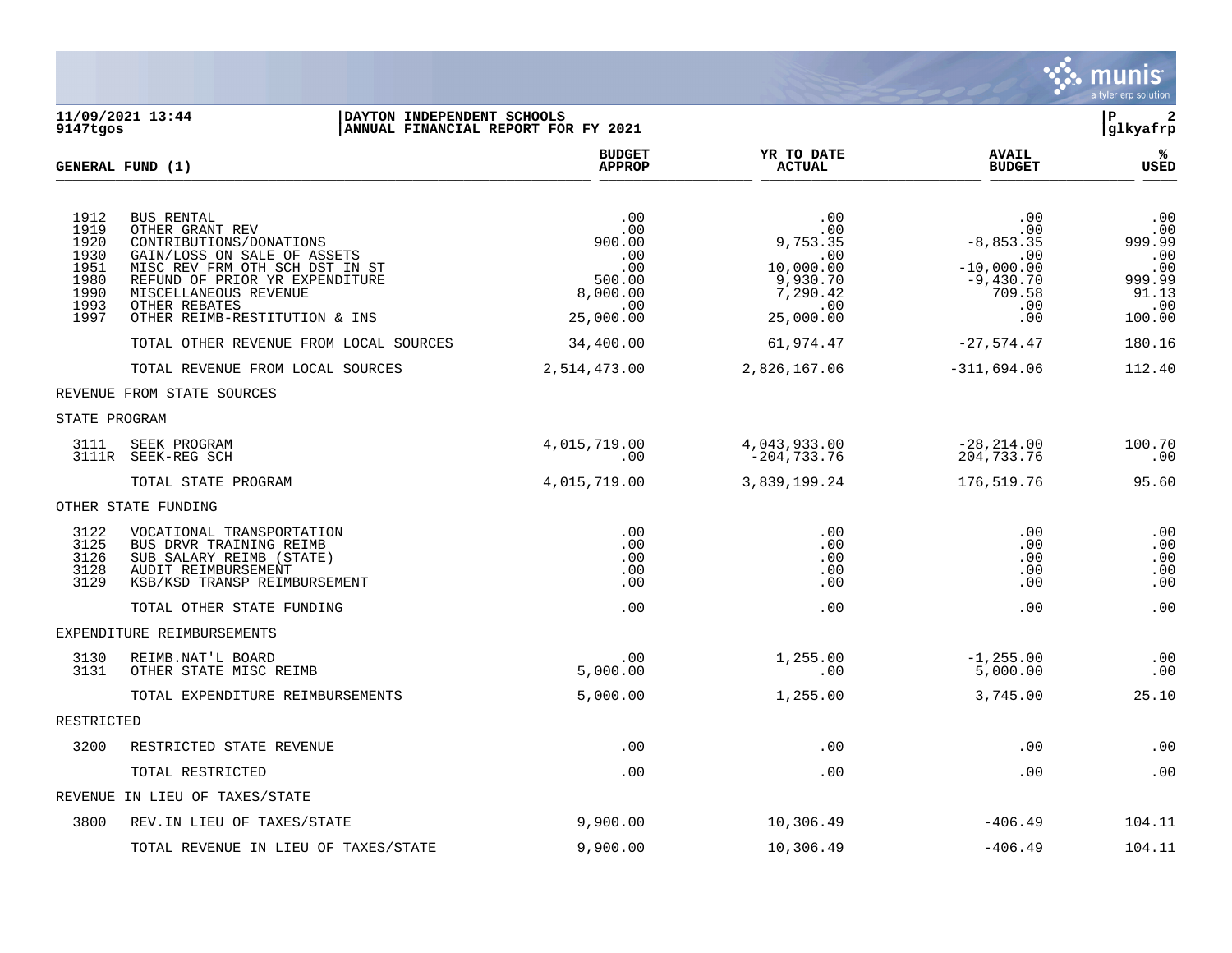11/09/2021 13:44 | DAYTON INDEPENDENT SCHOOLS
9147tgos | ANNUAL FINANCIAL REPORT FOR FY 2021

glkyafrp

| GENERAL FUND (1) | | BUDGET APPROP | YR TO DATE ACTUAL | AVAIL BUDGET | % USED |
|---|---|---|---|---|---|
| 1912 | BUS RENTAL | .00 | .00 | .00 | .00 |
| 1919 | OTHER GRANT REV | .00 | .00 | .00 | .00 |
| 1920 | CONTRIBUTIONS/DONATIONS | 900.00 | 9,753.35 | -8,853.35 | 999.99 |
| 1930 | GAIN/LOSS ON SALE OF ASSETS | .00 | .00 | .00 | .00 |
| 1951 | MISC REV FRM OTH SCH DST IN ST | .00 | 10,000.00 | -10,000.00 | .00 |
| 1980 | REFUND OF PRIOR YR EXPENDITURE | 500.00 | 9,930.70 | -9,430.70 | 999.99 |
| 1990 | MISCELLANEOUS REVENUE | 8,000.00 | 7,290.42 | 709.58 | 91.13 |
| 1993 | OTHER REBATES | .00 | .00 | .00 | .00 |
| 1997 | OTHER REIMB-RESTITUTION & INS | 25,000.00 | 25,000.00 | .00 | 100.00 |
| | TOTAL OTHER REVENUE FROM LOCAL SOURCES | 34,400.00 | 61,974.47 | -27,574.47 | 180.16 |
| | TOTAL REVENUE FROM LOCAL SOURCES | 2,514,473.00 | 2,826,167.06 | -311,694.06 | 112.40 |
| REVENUE FROM STATE SOURCES | | | | | |
| STATE PROGRAM | | | | | |
| 3111 | SEEK PROGRAM | 4,015,719.00 | 4,043,933.00 | -28,214.00 | 100.70 |
| 3111R | SEEK-REG SCH | .00 | -204,733.76 | 204,733.76 | .00 |
| | TOTAL STATE PROGRAM | 4,015,719.00 | 3,839,199.24 | 176,519.76 | 95.60 |
| OTHER STATE FUNDING | | | | | |
| 3122 | VOCATIONAL TRANSPORTATION | .00 | .00 | .00 | .00 |
| 3125 | BUS DRVR TRAINING REIMB | .00 | .00 | .00 | .00 |
| 3126 | SUB SALARY REIMB (STATE) | .00 | .00 | .00 | .00 |
| 3128 | AUDIT REIMBURSEMENT | .00 | .00 | .00 | .00 |
| 3129 | KSB/KSD TRANSP REIMBURSEMENT | .00 | .00 | .00 | .00 |
| | TOTAL OTHER STATE FUNDING | .00 | .00 | .00 | .00 |
| EXPENDITURE REIMBURSEMENTS | | | | | |
| 3130 | REIMB.NAT'L BOARD | .00 | 1,255.00 | -1,255.00 | .00 |
| 3131 | OTHER STATE MISC REIMB | 5,000.00 | .00 | 5,000.00 | .00 |
| | TOTAL EXPENDITURE REIMBURSEMENTS | 5,000.00 | 1,255.00 | 3,745.00 | 25.10 |
| RESTRICTED | | | | | |
| 3200 | RESTRICTED STATE REVENUE | .00 | .00 | .00 | .00 |
| | TOTAL RESTRICTED | .00 | .00 | .00 | .00 |
| REVENUE IN LIEU OF TAXES/STATE | | | | | |
| 3800 | REV.IN LIEU OF TAXES/STATE | 9,900.00 | 10,306.49 | -406.49 | 104.11 |
| | TOTAL REVENUE IN LIEU OF TAXES/STATE | 9,900.00 | 10,306.49 | -406.49 | 104.11 |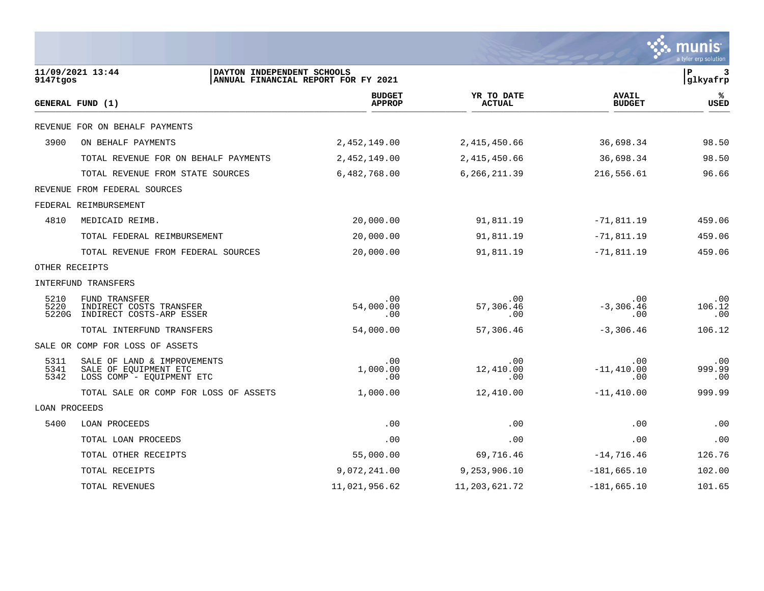11/09/2021 13:44 | DAYTON INDEPENDENT SCHOOLS
9147tgos | ANNUAL FINANCIAL REPORT FOR FY 2021

P 3
glkyafrp

| GENERAL FUND (1) | | BUDGET APPROP | YR TO DATE ACTUAL | AVAIL BUDGET | % USED |
|---|---|---|---|---|---|
| REVENUE FOR ON BEHALF PAYMENTS | | | | | |
| 3900 | ON BEHALF PAYMENTS | 2,452,149.00 | 2,415,450.66 | 36,698.34 | 98.50 |
| | TOTAL REVENUE FOR ON BEHALF PAYMENTS | 2,452,149.00 | 2,415,450.66 | 36,698.34 | 98.50 |
| | TOTAL REVENUE FROM STATE SOURCES | 6,482,768.00 | 6,266,211.39 | 216,556.61 | 96.66 |
| REVENUE FROM FEDERAL SOURCES | | | | | |
| FEDERAL REIMBURSEMENT | | | | | |
| 4810 | MEDICAID REIMB. | 20,000.00 | 91,811.19 | -71,811.19 | 459.06 |
| | TOTAL FEDERAL REIMBURSEMENT | 20,000.00 | 91,811.19 | -71,811.19 | 459.06 |
| | TOTAL REVENUE FROM FEDERAL SOURCES | 20,000.00 | 91,811.19 | -71,811.19 | 459.06 |
| OTHER RECEIPTS | | | | | |
| INTERFUND TRANSFERS | | | | | |
| 5210 | FUND TRANSFER | .00 | .00 | .00 | .00 |
| 5220 | INDIRECT COSTS TRANSFER | 54,000.00 | 57,306.46 | -3,306.46 | 106.12 |
| 5220G | INDIRECT COSTS-ARP ESSER | .00 | .00 | .00 | .00 |
| | TOTAL INTERFUND TRANSFERS | 54,000.00 | 57,306.46 | -3,306.46 | 106.12 |
| SALE OR COMP FOR LOSS OF ASSETS | | | | | |
| 5311 | SALE OF LAND & IMPROVEMENTS | .00 | .00 | .00 | .00 |
| 5341 | SALE OF EQUIPMENT ETC | 1,000.00 | 12,410.00 | -11,410.00 | 999.99 |
| 5342 | LOSS COMP - EQUIPMENT ETC | .00 | .00 | .00 | .00 |
| | TOTAL SALE OR COMP FOR LOSS OF ASSETS | 1,000.00 | 12,410.00 | -11,410.00 | 999.99 |
| LOAN PROCEEDS | | | | | |
| 5400 | LOAN PROCEEDS | .00 | .00 | .00 | .00 |
| | TOTAL LOAN PROCEEDS | .00 | .00 | .00 | .00 |
| | TOTAL OTHER RECEIPTS | 55,000.00 | 69,716.46 | -14,716.46 | 126.76 |
| | TOTAL RECEIPTS | 9,072,241.00 | 9,253,906.10 | -181,665.10 | 102.00 |
| | TOTAL REVENUES | 11,021,956.62 | 11,203,621.72 | -181,665.10 | 101.65 |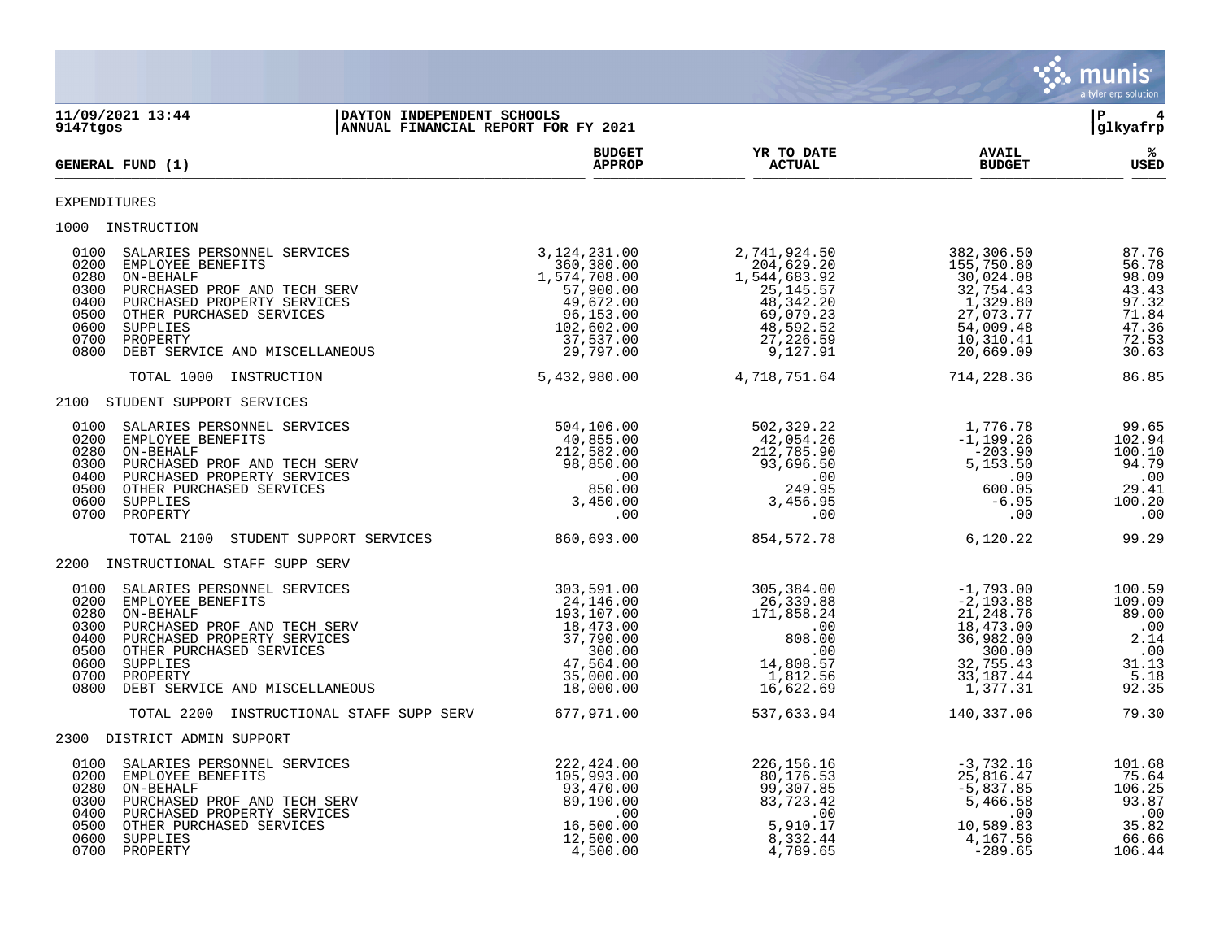**DAYTON INDEPENDENT SCHOOLS**
**ANNUAL FINANCIAL REPORT FOR FY 2021**

11/09/2021 13:44
9147tgos

| GENERAL FUND (1) | BUDGET APPROP | YR TO DATE ACTUAL | AVAIL BUDGET | % USED |
|---|---|---|---|---|
| **EXPENDITURES** | | | | |
| **1000 INSTRUCTION** | | | | |
| 0100 SALARIES PERSONNEL SERVICES | 3,124,231.00 | 2,741,924.50 | 382,306.50 | 87.76 |
| 0200 EMPLOYEE BENEFITS | 360,380.00 | 204,629.20 | 155,750.80 | 56.78 |
| 0280 ON-BEHALF | 1,574,708.00 | 1,544,683.92 | 30,024.08 | 98.09 |
| 0300 PURCHASED PROF AND TECH SERV | 57,900.00 | 25,145.57 | 32,754.43 | 43.43 |
| 0400 PURCHASED PROPERTY SERVICES | 49,672.00 | 48,342.20 | 1,329.80 | 97.32 |
| 0500 OTHER PURCHASED SERVICES | 96,153.00 | 69,079.23 | 27,073.77 | 71.84 |
| 0600 SUPPLIES | 102,602.00 | 48,592.52 | 54,009.48 | 47.36 |
| 0700 PROPERTY | 37,537.00 | 27,226.59 | 10,310.41 | 72.53 |
| 0800 DEBT SERVICE AND MISCELLANEOUS | 29,797.00 | 9,127.91 | 20,669.09 | 30.63 |
| TOTAL 1000 INSTRUCTION | 5,432,980.00 | 4,718,751.64 | 714,228.36 | 86.85 |
| **2100 STUDENT SUPPORT SERVICES** | | | | |
| 0100 SALARIES PERSONNEL SERVICES | 504,106.00 | 502,329.22 | 1,776.78 | 99.65 |
| 0200 EMPLOYEE BENEFITS | 40,855.00 | 42,054.26 | -1,199.26 | 102.94 |
| 0280 ON-BEHALF | 212,582.00 | 212,785.90 | -203.90 | 100.10 |
| 0300 PURCHASED PROF AND TECH SERV | 98,850.00 | 93,696.50 | 5,153.50 | 94.79 |
| 0400 PURCHASED PROPERTY SERVICES | .00 | .00 | .00 | .00 |
| 0500 OTHER PURCHASED SERVICES | 850.00 | 249.95 | 600.05 | 29.41 |
| 0600 SUPPLIES | 3,450.00 | 3,456.95 | -6.95 | 100.20 |
| 0700 PROPERTY | .00 | .00 | .00 | .00 |
| TOTAL 2100 STUDENT SUPPORT SERVICES | 860,693.00 | 854,572.78 | 6,120.22 | 99.29 |
| **2200 INSTRUCTIONAL STAFF SUPP SERV** | | | | |
| 0100 SALARIES PERSONNEL SERVICES | 303,591.00 | 305,384.00 | -1,793.00 | 100.59 |
| 0200 EMPLOYEE BENEFITS | 24,146.00 | 26,339.88 | -2,193.88 | 109.09 |
| 0280 ON-BEHALF | 193,107.00 | 171,858.24 | 21,248.76 | 89.00 |
| 0300 PURCHASED PROF AND TECH SERV | 18,473.00 | .00 | 18,473.00 | .00 |
| 0400 PURCHASED PROPERTY SERVICES | 37,790.00 | 808.00 | 36,982.00 | 2.14 |
| 0500 OTHER PURCHASED SERVICES | 300.00 | .00 | 300.00 | .00 |
| 0600 SUPPLIES | 47,564.00 | 14,808.57 | 32,755.43 | 31.13 |
| 0700 PROPERTY | 35,000.00 | 1,812.56 | 33,187.44 | 5.18 |
| 0800 DEBT SERVICE AND MISCELLANEOUS | 18,000.00 | 16,622.69 | 1,377.31 | 92.35 |
| TOTAL 2200 INSTRUCTIONAL STAFF SUPP SERV | 677,971.00 | 537,633.94 | 140,337.06 | 79.30 |
| **2300 DISTRICT ADMIN SUPPORT** | | | | |
| 0100 SALARIES PERSONNEL SERVICES | 222,424.00 | 226,156.16 | -3,732.16 | 101.68 |
| 0200 EMPLOYEE BENEFITS | 105,993.00 | 80,176.53 | 25,816.47 | 75.64 |
| 0280 ON-BEHALF | 93,470.00 | 99,307.85 | -5,837.85 | 106.25 |
| 0300 PURCHASED PROF AND TECH SERV | 89,190.00 | 83,723.42 | 5,466.58 | 93.87 |
| 0400 PURCHASED PROPERTY SERVICES | .00 | .00 | .00 | .00 |
| 0500 OTHER PURCHASED SERVICES | 16,500.00 | 5,910.17 | 10,589.83 | 35.82 |
| 0600 SUPPLIES | 12,500.00 | 8,332.44 | 4,167.56 | 66.66 |
| 0700 PROPERTY | 4,500.00 | 4,789.65 | -289.65 | 106.44 |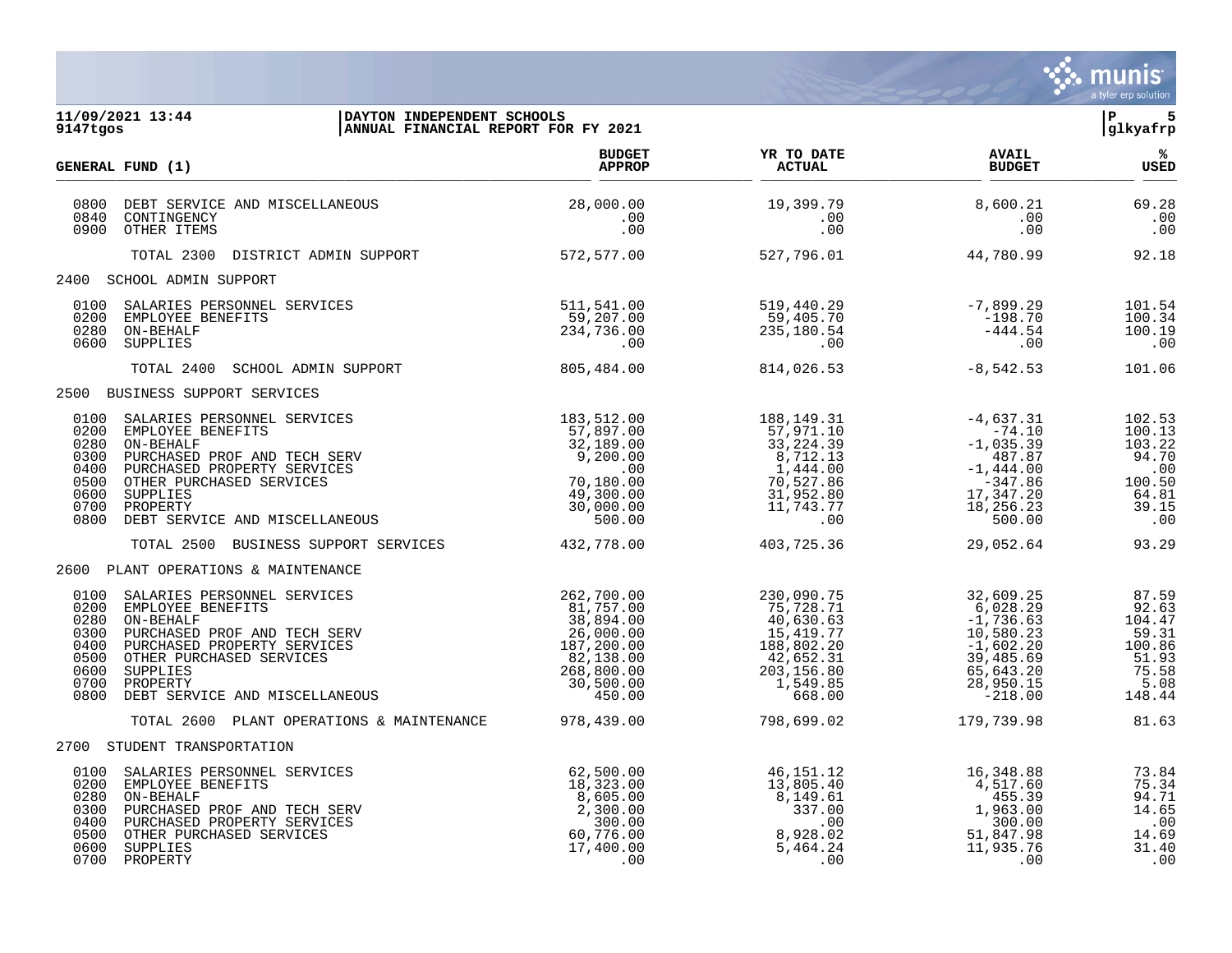11/09/2021 13:44 | DAYTON INDEPENDENT SCHOOLS | P 5
9147tgos | ANNUAL FINANCIAL REPORT FOR FY 2021 | glkyafrp

| GENERAL FUND (1) | BUDGET APPROP | YR TO DATE ACTUAL | AVAIL BUDGET | % USED |
|---|---|---|---|---|
| 0800 DEBT SERVICE AND MISCELLANEOUS | 28,000.00 | 19,399.79 | 8,600.21 | 69.28 |
| 0840 CONTINGENCY | .00 | .00 | .00 | .00 |
| 0900 OTHER ITEMS | .00 | .00 | .00 | .00 |
| TOTAL 2300 DISTRICT ADMIN SUPPORT | 572,577.00 | 527,796.01 | 44,780.99 | 92.18 |
| **2400 SCHOOL ADMIN SUPPORT** | | | | |
| 0100 SALARIES PERSONNEL SERVICES | 511,541.00 | 519,440.29 | -7,899.29 | 101.54 |
| 0200 EMPLOYEE BENEFITS | 59,207.00 | 59,405.70 | -198.70 | 100.34 |
| 0280 ON-BEHALF | 234,736.00 | 235,180.54 | -444.54 | 100.19 |
| 0600 SUPPLIES | .00 | .00 | .00 | .00 |
| TOTAL 2400 SCHOOL ADMIN SUPPORT | 805,484.00 | 814,026.53 | -8,542.53 | 101.06 |
| **2500 BUSINESS SUPPORT SERVICES** | | | | |
| 0100 SALARIES PERSONNEL SERVICES | 183,512.00 | 188,149.31 | -4,637.31 | 102.53 |
| 0200 EMPLOYEE BENEFITS | 57,897.00 | 57,971.10 | -74.10 | 100.13 |
| 0280 ON-BEHALF | 32,189.00 | 33,224.39 | -1,035.39 | 103.22 |
| 0300 PURCHASED PROF AND TECH SERV | 9,200.00 | 8,712.13 | 487.87 | 94.70 |
| 0400 PURCHASED PROPERTY SERVICES | .00 | 1,444.00 | -1,444.00 | .00 |
| 0500 OTHER PURCHASED SERVICES | 70,180.00 | 70,527.86 | -347.86 | 100.50 |
| 0600 SUPPLIES | 49,300.00 | 31,952.80 | 17,347.20 | 64.81 |
| 0700 PROPERTY | 30,000.00 | 11,743.77 | 18,256.23 | 39.15 |
| 0800 DEBT SERVICE AND MISCELLANEOUS | 500.00 | .00 | 500.00 | .00 |
| TOTAL 2500 BUSINESS SUPPORT SERVICES | 432,778.00 | 403,725.36 | 29,052.64 | 93.29 |
| **2600 PLANT OPERATIONS & MAINTENANCE** | | | | |
| 0100 SALARIES PERSONNEL SERVICES | 262,700.00 | 230,090.75 | 32,609.25 | 87.59 |
| 0200 EMPLOYEE BENEFITS | 81,757.00 | 75,728.71 | 6,028.29 | 92.63 |
| 0280 ON-BEHALF | 38,894.00 | 40,630.63 | -1,736.63 | 104.47 |
| 0300 PURCHASED PROF AND TECH SERV | 26,000.00 | 15,419.77 | 10,580.23 | 59.31 |
| 0400 PURCHASED PROPERTY SERVICES | 187,200.00 | 188,802.20 | -1,602.20 | 100.86 |
| 0500 OTHER PURCHASED SERVICES | 82,138.00 | 42,652.31 | 39,485.69 | 51.93 |
| 0600 SUPPLIES | 268,800.00 | 203,156.80 | 65,643.20 | 75.58 |
| 0700 PROPERTY | 30,500.00 | 1,549.85 | 28,950.15 | 5.08 |
| 0800 DEBT SERVICE AND MISCELLANEOUS | 450.00 | 668.00 | -218.00 | 148.44 |
| TOTAL 2600 PLANT OPERATIONS & MAINTENANCE | 978,439.00 | 798,699.02 | 179,739.98 | 81.63 |
| **2700 STUDENT TRANSPORTATION** | | | | |
| 0100 SALARIES PERSONNEL SERVICES | 62,500.00 | 46,151.12 | 16,348.88 | 73.84 |
| 0200 EMPLOYEE BENEFITS | 18,323.00 | 13,805.40 | 4,517.60 | 75.34 |
| 0280 ON-BEHALF | 8,605.00 | 8,149.61 | 455.39 | 94.71 |
| 0300 PURCHASED PROF AND TECH SERV | 2,300.00 | 337.00 | 1,963.00 | 14.65 |
| 0400 PURCHASED PROPERTY SERVICES | 300.00 | .00 | 300.00 | .00 |
| 0500 OTHER PURCHASED SERVICES | 60,776.00 | 8,928.02 | 51,847.98 | 14.69 |
| 0600 SUPPLIES | 17,400.00 | 5,464.24 | 11,935.76 | 31.40 |
| 0700 PROPERTY | .00 | .00 | .00 | .00 |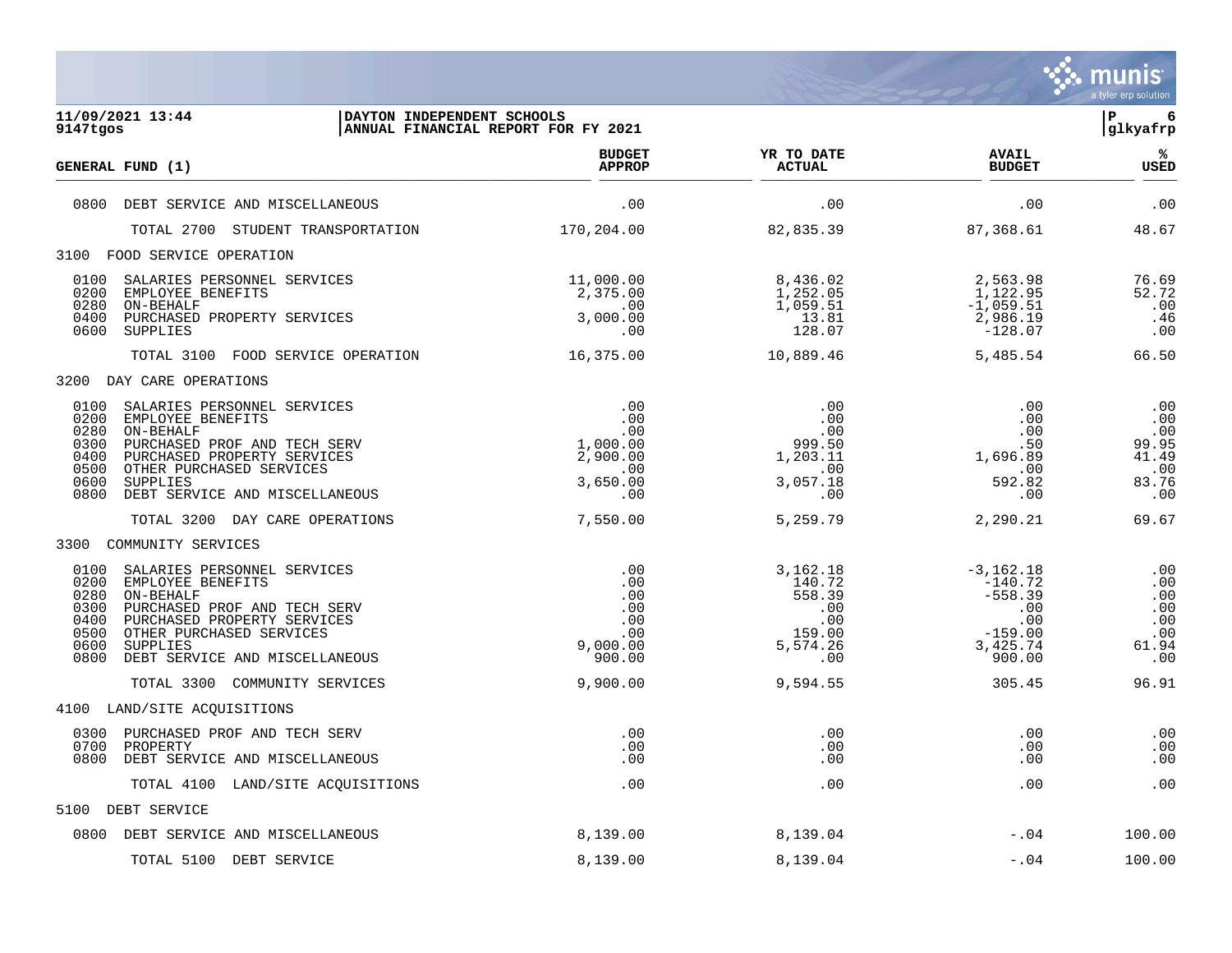**DAYTON INDEPENDENT SCHOOLS**
**ANNUAL FINANCIAL REPORT FOR FY 2021**

11/09/2021 13:44
9147tgos

| GENERAL FUND (1) | BUDGET APPROP | YR TO DATE ACTUAL | AVAIL BUDGET | % USED |
|---|---|---|---|---|
| 0800 DEBT SERVICE AND MISCELLANEOUS | .00 | .00 | .00 | .00 |
| TOTAL 2700 STUDENT TRANSPORTATION | 170,204.00 | 82,835.39 | 87,368.61 | 48.67 |
| **3100 FOOD SERVICE OPERATION** | | | | |
| 0100 SALARIES PERSONNEL SERVICES | 11,000.00 | 8,436.02 | 2,563.98 | 76.69 |
| 0200 EMPLOYEE BENEFITS | 2,375.00 | 1,252.05 | 1,122.95 | 52.72 |
| 0280 ON-BEHALF | .00 | 1,059.51 | -1,059.51 | .00 |
| 0400 PURCHASED PROPERTY SERVICES | 3,000.00 | 13.81 | 2,986.19 | .46 |
| 0600 SUPPLIES | .00 | 128.07 | -128.07 | .00 |
| TOTAL 3100 FOOD SERVICE OPERATION | 16,375.00 | 10,889.46 | 5,485.54 | 66.50 |
| **3200 DAY CARE OPERATIONS** | | | | |
| 0100 SALARIES PERSONNEL SERVICES | .00 | .00 | .00 | .00 |
| 0200 EMPLOYEE BENEFITS | .00 | .00 | .00 | .00 |
| 0280 ON-BEHALF | .00 | .00 | .00 | .00 |
| 0300 PURCHASED PROF AND TECH SERV | 1,000.00 | 999.50 | .50 | 99.95 |
| 0400 PURCHASED PROPERTY SERVICES | 2,900.00 | 1,203.11 | 1,696.89 | 41.49 |
| 0500 OTHER PURCHASED SERVICES | .00 | .00 | .00 | .00 |
| 0600 SUPPLIES | 3,650.00 | 3,057.18 | 592.82 | 83.76 |
| 0800 DEBT SERVICE AND MISCELLANEOUS | .00 | .00 | .00 | .00 |
| TOTAL 3200 DAY CARE OPERATIONS | 7,550.00 | 5,259.79 | 2,290.21 | 69.67 |
| **3300 COMMUNITY SERVICES** | | | | |
| 0100 SALARIES PERSONNEL SERVICES | .00 | 3,162.18 | -3,162.18 | .00 |
| 0200 EMPLOYEE BENEFITS | .00 | 140.72 | -140.72 | .00 |
| 0280 ON-BEHALF | .00 | 558.39 | -558.39 | .00 |
| 0300 PURCHASED PROF AND TECH SERV | .00 | .00 | .00 | .00 |
| 0400 PURCHASED PROPERTY SERVICES | .00 | .00 | .00 | .00 |
| 0500 OTHER PURCHASED SERVICES | .00 | 159.00 | -159.00 | .00 |
| 0600 SUPPLIES | 9,000.00 | 5,574.26 | 3,425.74 | 61.94 |
| 0800 DEBT SERVICE AND MISCELLANEOUS | 900.00 | .00 | 900.00 | .00 |
| TOTAL 3300 COMMUNITY SERVICES | 9,900.00 | 9,594.55 | 305.45 | 96.91 |
| **4100 LAND/SITE ACQUISITIONS** | | | | |
| 0300 PURCHASED PROF AND TECH SERV | .00 | .00 | .00 | .00 |
| 0700 PROPERTY | .00 | .00 | .00 | .00 |
| 0800 DEBT SERVICE AND MISCELLANEOUS | .00 | .00 | .00 | .00 |
| TOTAL 4100 LAND/SITE ACQUISITIONS | .00 | .00 | .00 | .00 |
| **5100 DEBT SERVICE** | | | | |
| 0800 DEBT SERVICE AND MISCELLANEOUS | 8,139.00 | 8,139.04 | -.04 | 100.00 |
| TOTAL 5100 DEBT SERVICE | 8,139.00 | 8,139.04 | -.04 | 100.00 |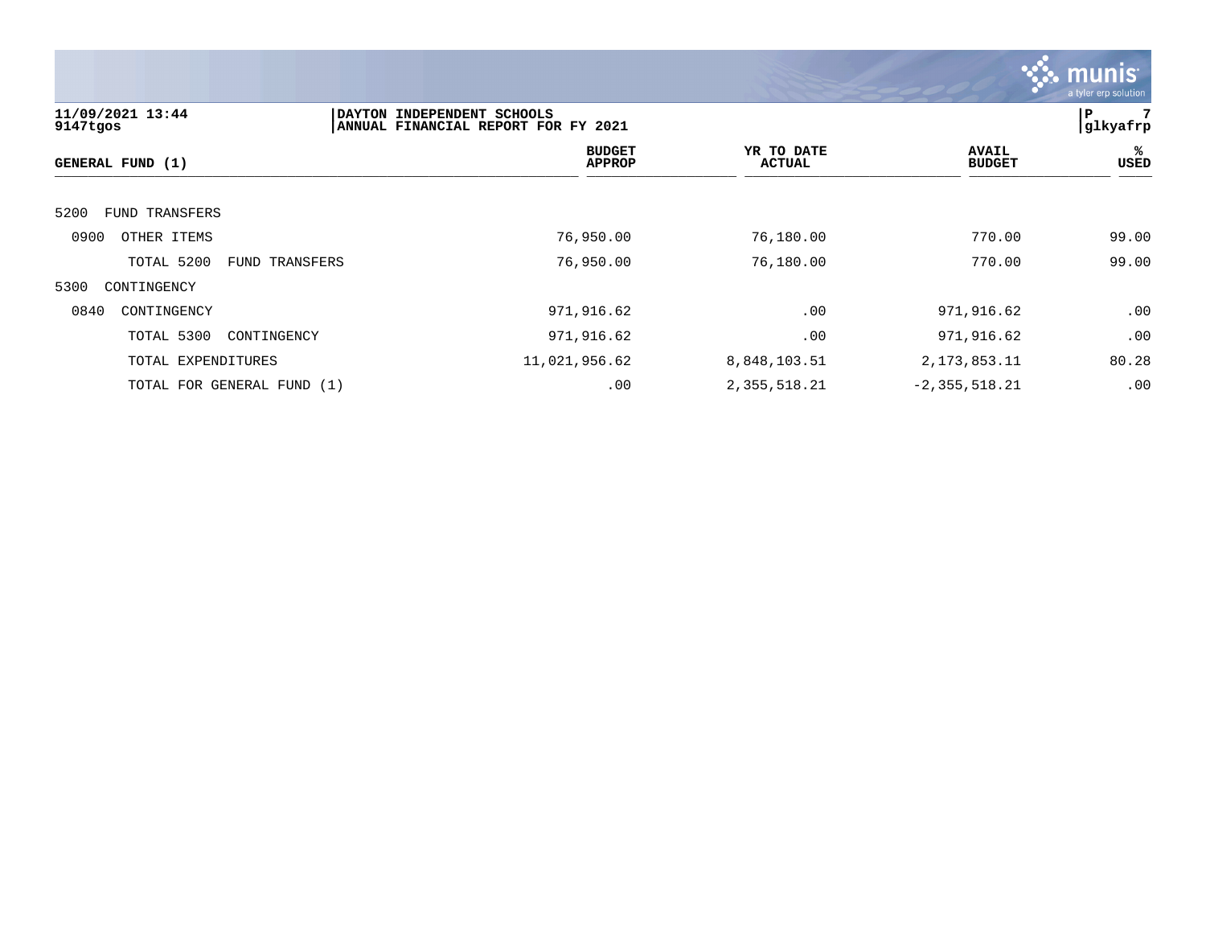11/09/2021 13:44
9147tgos

DAYTON INDEPENDENT SCHOOLS
ANNUAL FINANCIAL REPORT FOR FY 2021

P 7
glkyafrp

| GENERAL FUND (1) | BUDGET APPROP | YR TO DATE ACTUAL | AVAIL BUDGET | % USED |
|---|---|---|---|---|
| 5200 FUND TRANSFERS | | | | |
| 0900 OTHER ITEMS | 76,950.00 | 76,180.00 | 770.00 | 99.00 |
| TOTAL 5200 FUND TRANSFERS | 76,950.00 | 76,180.00 | 770.00 | 99.00 |
| 5300 CONTINGENCY | | | | |
| 0840 CONTINGENCY | 971,916.62 | .00 | 971,916.62 | .00 |
| TOTAL 5300 CONTINGENCY | 971,916.62 | .00 | 971,916.62 | .00 |
| TOTAL EXPENDITURES | 11,021,956.62 | 8,848,103.51 | 2,173,853.11 | 80.28 |
| TOTAL FOR GENERAL FUND (1) | .00 | 2,355,518.21 | -2,355,518.21 | .00 |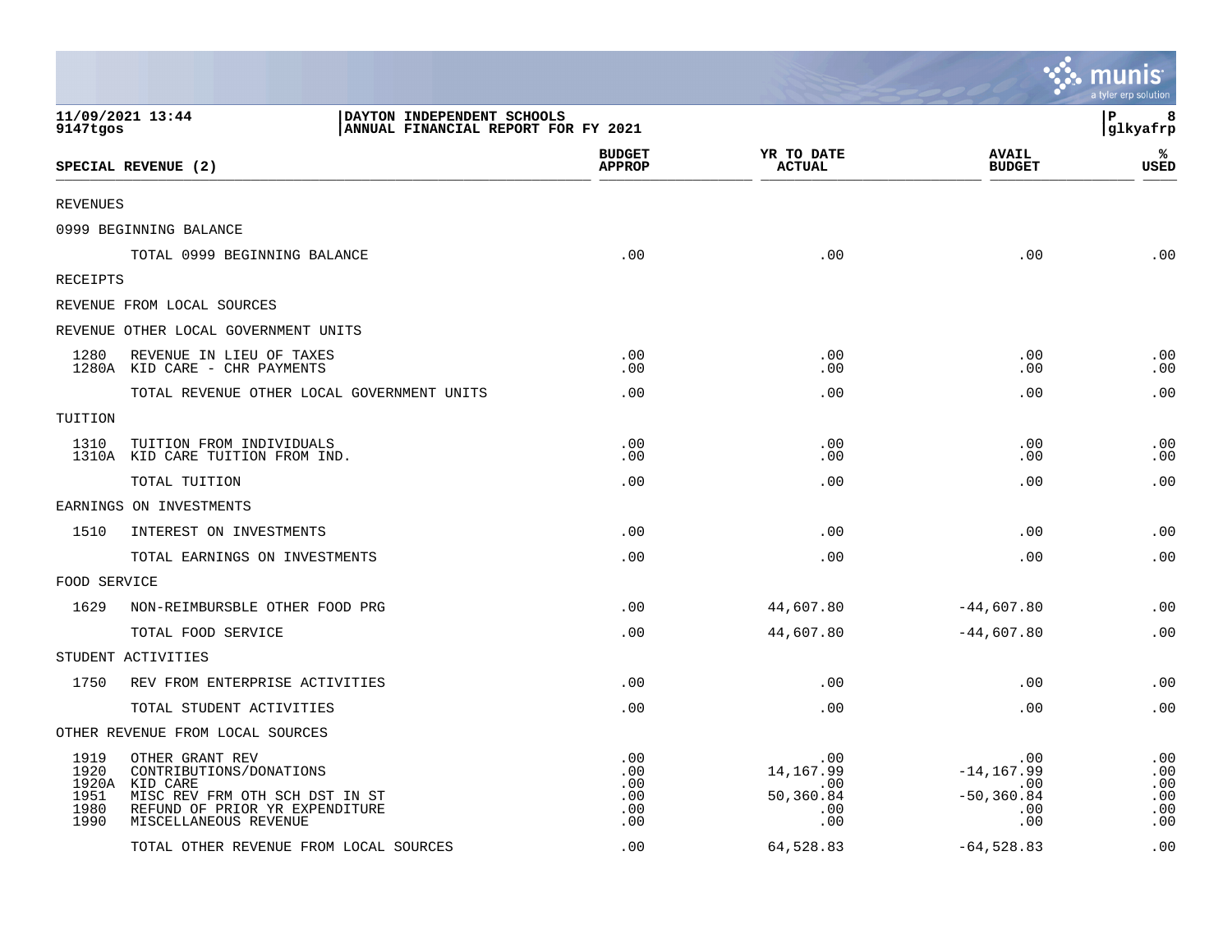11/09/2021 13:44 | DAYTON INDEPENDENT SCHOOLS
9147tgos | ANNUAL FINANCIAL REPORT FOR FY 2021

| SPECIAL REVENUE (2) | BUDGET APPROP | YR TO DATE ACTUAL | AVAIL BUDGET | % USED |
|---|---|---|---|---|
| REVENUES | | | | |
| 0999 BEGINNING BALANCE | | | | |
| TOTAL 0999 BEGINNING BALANCE | .00 | .00 | .00 | .00 |
| RECEIPTS | | | | |
| REVENUE FROM LOCAL SOURCES | | | | |
| REVENUE OTHER LOCAL GOVERNMENT UNITS | | | | |
| 1280 REVENUE IN LIEU OF TAXES | .00 | .00 | .00 | .00 |
| 1280A KID CARE - CHR PAYMENTS | .00 | .00 | .00 | .00 |
| TOTAL REVENUE OTHER LOCAL GOVERNMENT UNITS | .00 | .00 | .00 | .00 |
| TUITION | | | | |
| 1310 TUITION FROM INDIVIDUALS | .00 | .00 | .00 | .00 |
| 1310A KID CARE TUITION FROM IND. | .00 | .00 | .00 | .00 |
| TOTAL TUITION | .00 | .00 | .00 | .00 |
| EARNINGS ON INVESTMENTS | | | | |
| 1510 INTEREST ON INVESTMENTS | .00 | .00 | .00 | .00 |
| TOTAL EARNINGS ON INVESTMENTS | .00 | .00 | .00 | .00 |
| FOOD SERVICE | | | | |
| 1629 NON-REIMBURSBLE OTHER FOOD PRG | .00 | 44,607.80 | -44,607.80 | .00 |
| TOTAL FOOD SERVICE | .00 | 44,607.80 | -44,607.80 | .00 |
| STUDENT ACTIVITIES | | | | |
| 1750 REV FROM ENTERPRISE ACTIVITIES | .00 | .00 | .00 | .00 |
| TOTAL STUDENT ACTIVITIES | .00 | .00 | .00 | .00 |
| OTHER REVENUE FROM LOCAL SOURCES | | | | |
| 1919 OTHER GRANT REV | .00 | .00 | .00 | .00 |
| 1920 CONTRIBUTIONS/DONATIONS | .00 | 14,167.99 | -14,167.99 | .00 |
| 1920A KID CARE | .00 | .00 | .00 | .00 |
| 1951 MISC REV FRM OTH SCH DST IN ST | .00 | 50,360.84 | -50,360.84 | .00 |
| 1980 REFUND OF PRIOR YR EXPENDITURE | .00 | .00 | .00 | .00 |
| 1990 MISCELLANEOUS REVENUE | .00 | .00 | .00 | .00 |
| TOTAL OTHER REVENUE FROM LOCAL SOURCES | .00 | 64,528.83 | -64,528.83 | .00 |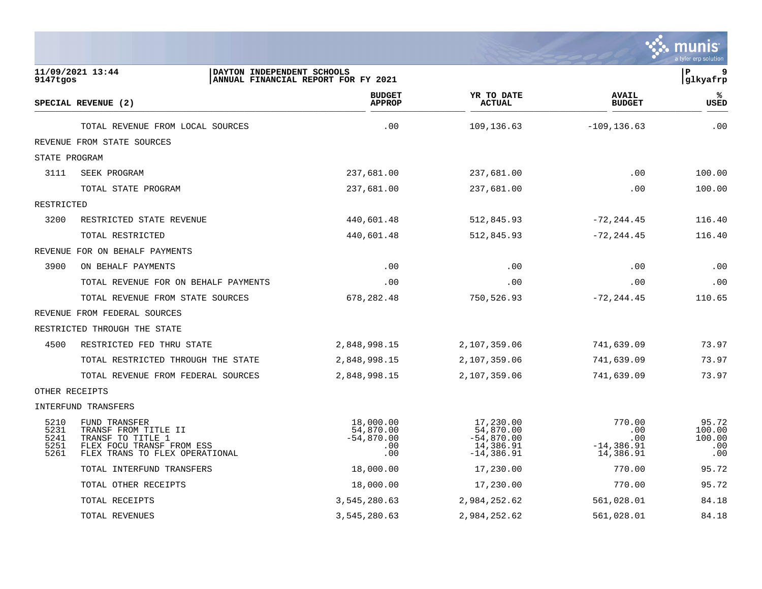**DAYTON INDEPENDENT SCHOOLS**
**ANNUAL FINANCIAL REPORT FOR FY 2021**

11/09/2021 13:44
9147tgos

| SPECIAL REVENUE (2) | | BUDGET APPROP | YR TO DATE ACTUAL | AVAIL BUDGET | % USED |
|---|---|---|---|---|---|
| | TOTAL REVENUE FROM LOCAL SOURCES | .00 | 109,136.63 | -109,136.63 | .00 |
| REVENUE FROM STATE SOURCES | | | | | |
| STATE PROGRAM | | | | | |
| 3111 | SEEK PROGRAM | 237,681.00 | 237,681.00 | .00 | 100.00 |
| | TOTAL STATE PROGRAM | 237,681.00 | 237,681.00 | .00 | 100.00 |
| RESTRICTED | | | | | |
| 3200 | RESTRICTED STATE REVENUE | 440,601.48 | 512,845.93 | -72,244.45 | 116.40 |
| | TOTAL RESTRICTED | 440,601.48 | 512,845.93 | -72,244.45 | 116.40 |
| REVENUE FOR ON BEHALF PAYMENTS | | | | | |
| 3900 | ON BEHALF PAYMENTS | .00 | .00 | .00 | .00 |
| | TOTAL REVENUE FOR ON BEHALF PAYMENTS | .00 | .00 | .00 | .00 |
| | TOTAL REVENUE FROM STATE SOURCES | 678,282.48 | 750,526.93 | -72,244.45 | 110.65 |
| REVENUE FROM FEDERAL SOURCES | | | | | |
| RESTRICTED THROUGH THE STATE | | | | | |
| 4500 | RESTRICTED FED THRU STATE | 2,848,998.15 | 2,107,359.06 | 741,639.09 | 73.97 |
| | TOTAL RESTRICTED THROUGH THE STATE | 2,848,998.15 | 2,107,359.06 | 741,639.09 | 73.97 |
| | TOTAL REVENUE FROM FEDERAL SOURCES | 2,848,998.15 | 2,107,359.06 | 741,639.09 | 73.97 |
| OTHER RECEIPTS | | | | | |
| INTERFUND TRANSFERS | | | | | |
| 5210 | FUND TRANSFER | 18,000.00 | 17,230.00 | 770.00 | 95.72 |
| 5231 | TRANSF FROM TITLE II | 54,870.00 | 54,870.00 | .00 | 100.00 |
| 5241 | TRANSF TO TITLE 1 | -54,870.00 | -54,870.00 | .00 | 100.00 |
| 5251 | FLEX FOCU TRANSF FROM ESS | .00 | 14,386.91 | -14,386.91 | .00 |
| 5261 | FLEX TRANS TO FLEX OPERATIONAL | .00 | -14,386.91 | 14,386.91 | .00 |
| | TOTAL INTERFUND TRANSFERS | 18,000.00 | 17,230.00 | 770.00 | 95.72 |
| | TOTAL OTHER RECEIPTS | 18,000.00 | 17,230.00 | 770.00 | 95.72 |
| | TOTAL RECEIPTS | 3,545,280.63 | 2,984,252.62 | 561,028.01 | 84.18 |
| | TOTAL REVENUES | 3,545,280.63 | 2,984,252.62 | 561,028.01 | 84.18 |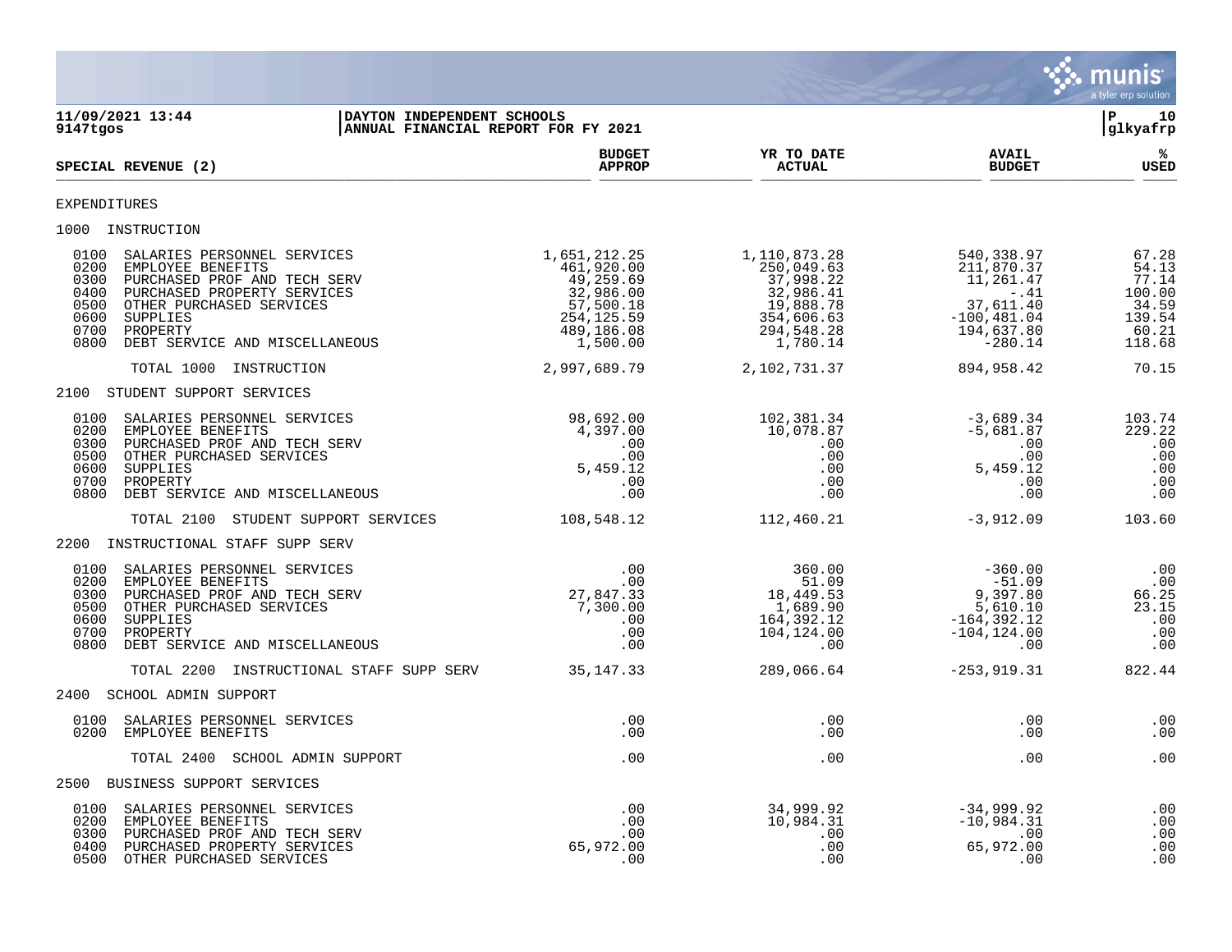DAYTON INDEPENDENT SCHOOLS
ANNUAL FINANCIAL REPORT FOR FY 2021

11/09/2021 13:44
9147tgos

## SPECIAL REVENUE (2)

| | BUDGET APPROP | YR TO DATE ACTUAL | AVAIL BUDGET | % USED |
|---|---|---|---|---|
| **EXPENDITURES** | | | | |
| **1000 INSTRUCTION** | | | | |
| 0100 SALARIES PERSONNEL SERVICES | 1,651,212.25 | 1,110,873.28 | 540,338.97 | 67.28 |
| 0200 EMPLOYEE BENEFITS | 461,920.00 | 250,049.63 | 211,870.37 | 54.13 |
| 0300 PURCHASED PROF AND TECH SERV | 49,259.69 | 37,998.22 | 11,261.47 | 77.14 |
| 0400 PURCHASED PROPERTY SERVICES | 32,986.00 | 32,986.41 | -.41 | 100.00 |
| 0500 OTHER PURCHASED SERVICES | 57,500.18 | 19,888.78 | 37,611.40 | 34.59 |
| 0600 SUPPLIES | 254,125.59 | 354,606.63 | -100,481.04 | 139.54 |
| 0700 PROPERTY | 489,186.08 | 294,548.28 | 194,637.80 | 60.21 |
| 0800 DEBT SERVICE AND MISCELLANEOUS | 1,500.00 | 1,780.14 | -280.14 | 118.68 |
| TOTAL 1000 INSTRUCTION | 2,997,689.79 | 2,102,731.37 | 894,958.42 | 70.15 |
| **2100 STUDENT SUPPORT SERVICES** | | | | |
| 0100 SALARIES PERSONNEL SERVICES | 98,692.00 | 102,381.34 | -3,689.34 | 103.74 |
| 0200 EMPLOYEE BENEFITS | 4,397.00 | 10,078.87 | -5,681.87 | 229.22 |
| 0300 PURCHASED PROF AND TECH SERV | .00 | .00 | .00 | .00 |
| 0500 OTHER PURCHASED SERVICES | .00 | .00 | .00 | .00 |
| 0600 SUPPLIES | 5,459.12 | .00 | 5,459.12 | .00 |
| 0700 PROPERTY | .00 | .00 | .00 | .00 |
| 0800 DEBT SERVICE AND MISCELLANEOUS | .00 | .00 | .00 | .00 |
| TOTAL 2100 STUDENT SUPPORT SERVICES | 108,548.12 | 112,460.21 | -3,912.09 | 103.60 |
| **2200 INSTRUCTIONAL STAFF SUPP SERV** | | | | |
| 0100 SALARIES PERSONNEL SERVICES | .00 | 360.00 | -360.00 | .00 |
| 0200 EMPLOYEE BENEFITS | .00 | 51.09 | -51.09 | .00 |
| 0300 PURCHASED PROF AND TECH SERV | 27,847.33 | 18,449.53 | 9,397.80 | 66.25 |
| 0500 OTHER PURCHASED SERVICES | 7,300.00 | 1,689.90 | 5,610.10 | 23.15 |
| 0600 SUPPLIES | .00 | 164,392.12 | -164,392.12 | .00 |
| 0700 PROPERTY | .00 | 104,124.00 | -104,124.00 | .00 |
| 0800 DEBT SERVICE AND MISCELLANEOUS | .00 | .00 | .00 | .00 |
| TOTAL 2200 INSTRUCTIONAL STAFF SUPP SERV | 35,147.33 | 289,066.64 | -253,919.31 | 822.44 |
| **2400 SCHOOL ADMIN SUPPORT** | | | | |
| 0100 SALARIES PERSONNEL SERVICES | .00 | .00 | .00 | .00 |
| 0200 EMPLOYEE BENEFITS | .00 | .00 | .00 | .00 |
| TOTAL 2400 SCHOOL ADMIN SUPPORT | .00 | .00 | .00 | .00 |
| **2500 BUSINESS SUPPORT SERVICES** | | | | |
| 0100 SALARIES PERSONNEL SERVICES | .00 | 34,999.92 | -34,999.92 | .00 |
| 0200 EMPLOYEE BENEFITS | .00 | 10,984.31 | -10,984.31 | .00 |
| 0300 PURCHASED PROF AND TECH SERV | .00 | .00 | .00 | .00 |
| 0400 PURCHASED PROPERTY SERVICES | 65,972.00 | .00 | 65,972.00 | .00 |
| 0500 OTHER PURCHASED SERVICES | .00 | .00 | .00 | .00 |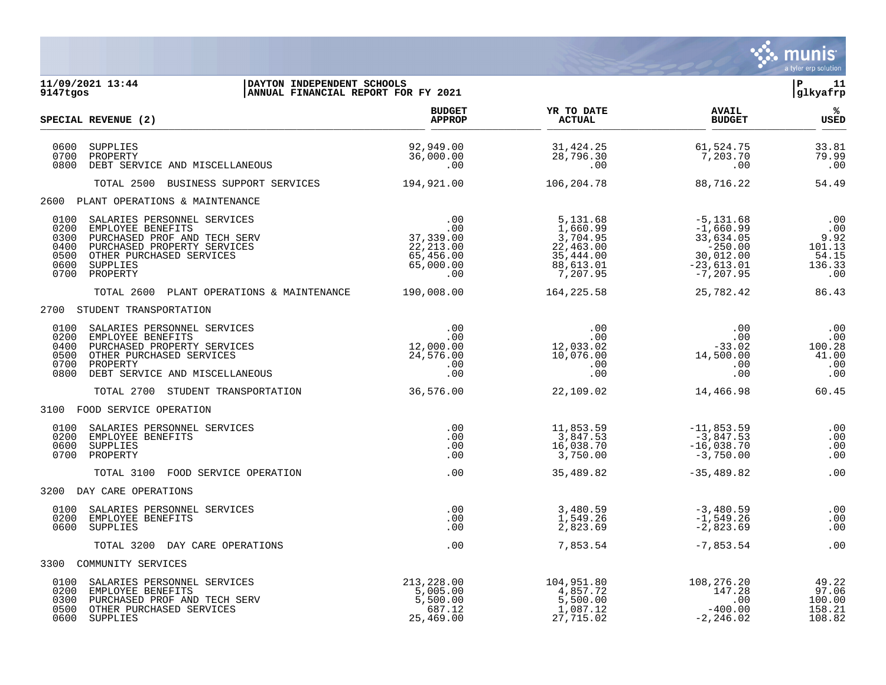DAYTON INDEPENDENT SCHOOLS
ANNUAL FINANCIAL REPORT FOR FY 2021

| SPECIAL REVENUE (2) | BUDGET APPROP | YR TO DATE ACTUAL | AVAIL BUDGET | % USED |
|---|---|---|---|---|
| 0600 SUPPLIES | 92,949.00 | 31,424.25 | 61,524.75 | 33.81 |
| 0700 PROPERTY | 36,000.00 | 28,796.30 | 7,203.70 | 79.99 |
| 0800 DEBT SERVICE AND MISCELLANEOUS | .00 | .00 | .00 | .00 |
| TOTAL 2500 BUSINESS SUPPORT SERVICES | 194,921.00 | 106,204.78 | 88,716.22 | 54.49 |
| **2600 PLANT OPERATIONS & MAINTENANCE** | | | | |
| 0100 SALARIES PERSONNEL SERVICES | .00 | 5,131.68 | -5,131.68 | .00 |
| 0200 EMPLOYEE BENEFITS | .00 | 1,660.99 | -1,660.99 | .00 |
| 0300 PURCHASED PROF AND TECH SERV | 37,339.00 | 3,704.95 | 33,634.05 | 9.92 |
| 0400 PURCHASED PROPERTY SERVICES | 22,213.00 | 22,463.00 | -250.00 | 101.13 |
| 0500 OTHER PURCHASED SERVICES | 65,456.00 | 35,444.00 | 30,012.00 | 54.15 |
| 0600 SUPPLIES | 65,000.00 | 88,613.01 | -23,613.01 | 136.33 |
| 0700 PROPERTY | .00 | 7,207.95 | -7,207.95 | .00 |
| TOTAL 2600 PLANT OPERATIONS & MAINTENANCE | 190,008.00 | 164,225.58 | 25,782.42 | 86.43 |
| **2700 STUDENT TRANSPORTATION** | | | | |
| 0100 SALARIES PERSONNEL SERVICES | .00 | .00 | .00 | .00 |
| 0200 EMPLOYEE BENEFITS | .00 | .00 | .00 | .00 |
| 0400 PURCHASED PROPERTY SERVICES | 12,000.00 | 12,033.02 | -33.02 | 100.28 |
| 0500 OTHER PURCHASED SERVICES | 24,576.00 | 10,076.00 | 14,500.00 | 41.00 |
| 0700 PROPERTY | .00 | .00 | .00 | .00 |
| 0800 DEBT SERVICE AND MISCELLANEOUS | .00 | .00 | .00 | .00 |
| TOTAL 2700 STUDENT TRANSPORTATION | 36,576.00 | 22,109.02 | 14,466.98 | 60.45 |
| **3100 FOOD SERVICE OPERATION** | | | | |
| 0100 SALARIES PERSONNEL SERVICES | .00 | 11,853.59 | -11,853.59 | .00 |
| 0200 EMPLOYEE BENEFITS | .00 | 3,847.53 | -3,847.53 | .00 |
| 0600 SUPPLIES | .00 | 16,038.70 | -16,038.70 | .00 |
| 0700 PROPERTY | .00 | 3,750.00 | -3,750.00 | .00 |
| TOTAL 3100 FOOD SERVICE OPERATION | .00 | 35,489.82 | -35,489.82 | .00 |
| **3200 DAY CARE OPERATIONS** | | | | |
| 0100 SALARIES PERSONNEL SERVICES | .00 | 3,480.59 | -3,480.59 | .00 |
| 0200 EMPLOYEE BENEFITS | .00 | 1,549.26 | -1,549.26 | .00 |
| 0600 SUPPLIES | .00 | 2,823.69 | -2,823.69 | .00 |
| TOTAL 3200 DAY CARE OPERATIONS | .00 | 7,853.54 | -7,853.54 | .00 |
| **3300 COMMUNITY SERVICES** | | | | |
| 0100 SALARIES PERSONNEL SERVICES | 213,228.00 | 104,951.80 | 108,276.20 | 49.22 |
| 0200 EMPLOYEE BENEFITS | 5,005.00 | 4,857.72 | 147.28 | 97.06 |
| 0300 PURCHASED PROF AND TECH SERV | 5,500.00 | 5,500.00 | .00 | 100.00 |
| 0500 OTHER PURCHASED SERVICES | 687.12 | 1,087.12 | -400.00 | 158.21 |
| 0600 SUPPLIES | 25,469.00 | 27,715.02 | -2,246.02 | 108.82 |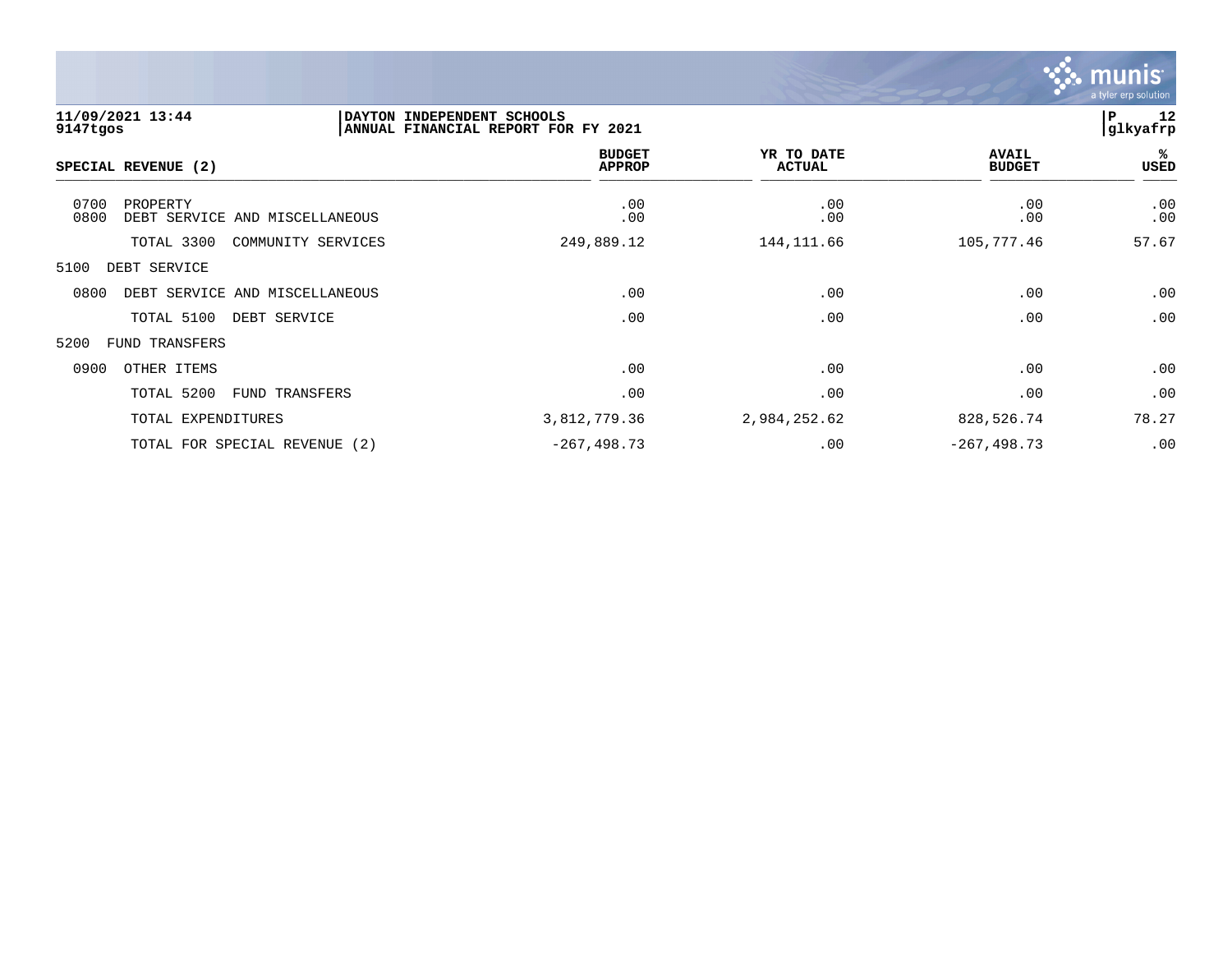11/09/2021 13:44 | DAYTON INDEPENDENT SCHOOLS
9147tgos | ANNUAL FINANCIAL REPORT FOR FY 2021

| SPECIAL REVENUE (2) | BUDGET APPROP | YR TO DATE ACTUAL | AVAIL BUDGET | % USED |
|---|---|---|---|---|
| 0700 PROPERTY | .00 | .00 | .00 | .00 |
| 0800 DEBT SERVICE AND MISCELLANEOUS | .00 | .00 | .00 | .00 |
| TOTAL 3300 COMMUNITY SERVICES | 249,889.12 | 144,111.66 | 105,777.46 | 57.67 |
| 5100 DEBT SERVICE | | | | |
| 0800 DEBT SERVICE AND MISCELLANEOUS | .00 | .00 | .00 | .00 |
| TOTAL 5100 DEBT SERVICE | .00 | .00 | .00 | .00 |
| 5200 FUND TRANSFERS | | | | |
| 0900 OTHER ITEMS | .00 | .00 | .00 | .00 |
| TOTAL 5200 FUND TRANSFERS | .00 | .00 | .00 | .00 |
| TOTAL EXPENDITURES | 3,812,779.36 | 2,984,252.62 | 828,526.74 | 78.27 |
| TOTAL FOR SPECIAL REVENUE (2) | -267,498.73 | .00 | -267,498.73 | .00 |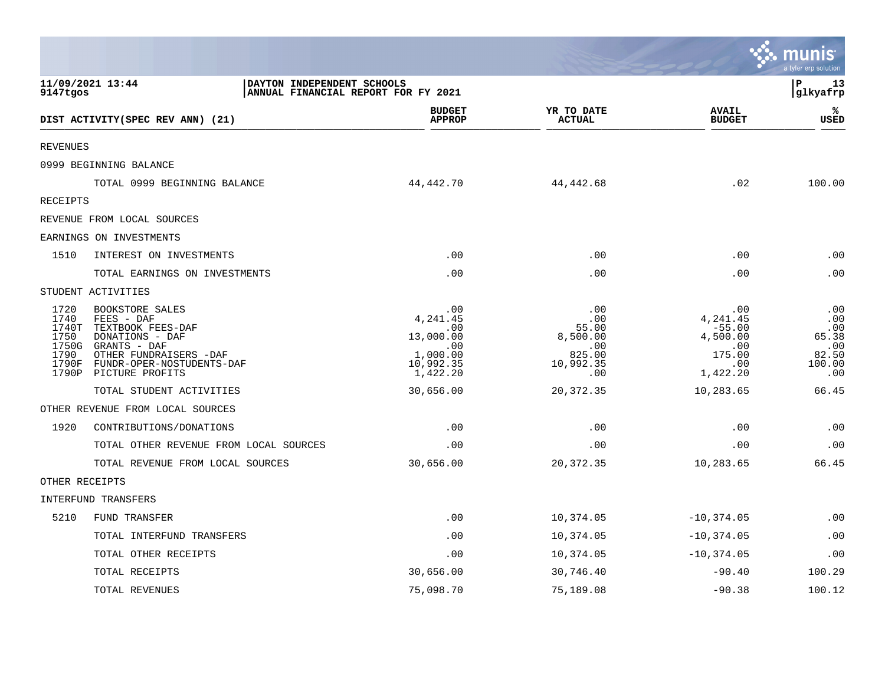11/09/2021 13:44
9147tgos

DAYTON INDEPENDENT SCHOOLS
ANNUAL FINANCIAL REPORT FOR FY 2021

| DIST ACTIVITY(SPEC REV ANN) (21) | | BUDGET APPROP | YR TO DATE ACTUAL | AVAIL BUDGET | % USED |
|---|---|---|---|---|---|
| REVENUES | | | | | |
| 0999 BEGINNING BALANCE | | | | | |
| | TOTAL 0999 BEGINNING BALANCE | 44,442.70 | 44,442.68 | .02 | 100.00 |
| RECEIPTS | | | | | |
| REVENUE FROM LOCAL SOURCES | | | | | |
| EARNINGS ON INVESTMENTS | | | | | |
| 1510 | INTEREST ON INVESTMENTS | .00 | .00 | .00 | .00 |
| | TOTAL EARNINGS ON INVESTMENTS | .00 | .00 | .00 | .00 |
| STUDENT ACTIVITIES | | | | | |
| 1720 | BOOKSTORE SALES | .00 | .00 | .00 | .00 |
| 1740 | FEES - DAF | 4,241.45 | .00 | 4,241.45 | .00 |
| 1740T | TEXTBOOK FEES-DAF | .00 | 55.00 | -55.00 | .00 |
| 1750 | DONATIONS - DAF | 13,000.00 | 8,500.00 | 4,500.00 | 65.38 |
| 1750G | GRANTS - DAF | .00 | .00 | .00 | .00 |
| 1790 | OTHER FUNDRAISERS -DAF | 1,000.00 | 825.00 | 175.00 | 82.50 |
| 1790F | FUNDR-OPER-NOSTUDENTS-DAF | 10,992.35 | 10,992.35 | .00 | 100.00 |
| 1790P | PICTURE PROFITS | 1,422.20 | .00 | 1,422.20 | .00 |
| | TOTAL STUDENT ACTIVITIES | 30,656.00 | 20,372.35 | 10,283.65 | 66.45 |
| OTHER REVENUE FROM LOCAL SOURCES | | | | | |
| 1920 | CONTRIBUTIONS/DONATIONS | .00 | .00 | .00 | .00 |
| | TOTAL OTHER REVENUE FROM LOCAL SOURCES | .00 | .00 | .00 | .00 |
| | TOTAL REVENUE FROM LOCAL SOURCES | 30,656.00 | 20,372.35 | 10,283.65 | 66.45 |
| OTHER RECEIPTS | | | | | |
| INTERFUND TRANSFERS | | | | | |
| 5210 | FUND TRANSFER | .00 | 10,374.05 | -10,374.05 | .00 |
| | TOTAL INTERFUND TRANSFERS | .00 | 10,374.05 | -10,374.05 | .00 |
| | TOTAL OTHER RECEIPTS | .00 | 10,374.05 | -10,374.05 | .00 |
| | TOTAL RECEIPTS | 30,656.00 | 30,746.40 | -90.40 | 100.29 |
| | TOTAL REVENUES | 75,098.70 | 75,189.08 | -90.38 | 100.12 |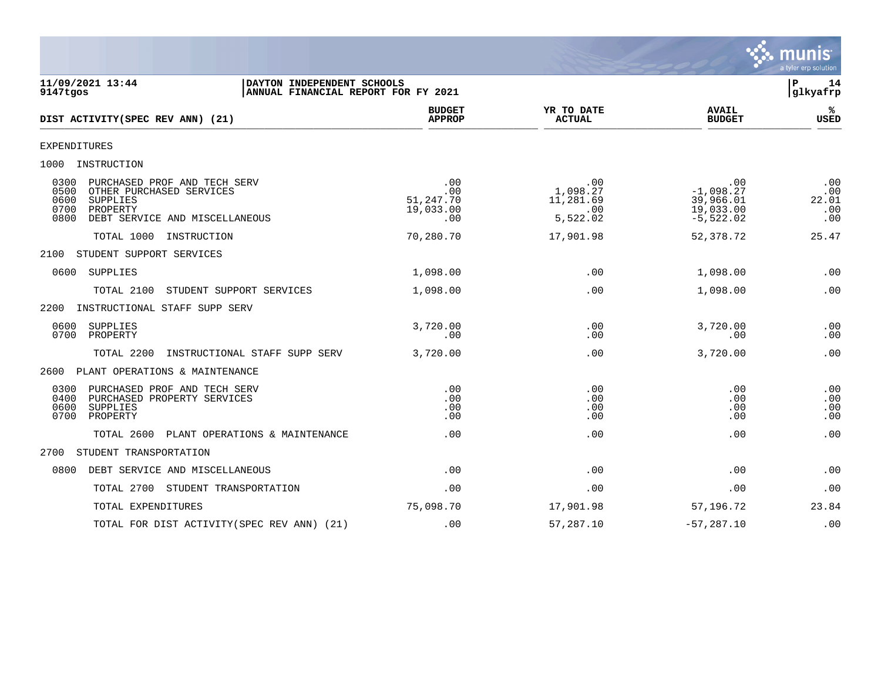11/09/2021 13:44
9147tgos

DAYTON INDEPENDENT SCHOOLS
ANNUAL FINANCIAL REPORT FOR FY 2021

P 14
glkyafrp

| DIST ACTIVITY(SPEC REV ANN) (21) | BUDGET APPROP | YR TO DATE ACTUAL | AVAIL BUDGET | % USED |
|---|---|---|---|---|
| EXPENDITURES | | | | |
| 1000 INSTRUCTION | | | | |
| 0300 PURCHASED PROF AND TECH SERV | .00 | .00 | .00 | .00 |
| 0500 OTHER PURCHASED SERVICES | .00 | 1,098.27 | -1,098.27 | .00 |
| 0600 SUPPLIES | 51,247.70 | 11,281.69 | 39,966.01 | 22.01 |
| 0700 PROPERTY | 19,033.00 | .00 | 19,033.00 | .00 |
| 0800 DEBT SERVICE AND MISCELLANEOUS | .00 | 5,522.02 | -5,522.02 | .00 |
| TOTAL 1000 INSTRUCTION | 70,280.70 | 17,901.98 | 52,378.72 | 25.47 |
| 2100 STUDENT SUPPORT SERVICES | | | | |
| 0600 SUPPLIES | 1,098.00 | .00 | 1,098.00 | .00 |
| TOTAL 2100 STUDENT SUPPORT SERVICES | 1,098.00 | .00 | 1,098.00 | .00 |
| 2200 INSTRUCTIONAL STAFF SUPP SERV | | | | |
| 0600 SUPPLIES | 3,720.00 | .00 | 3,720.00 | .00 |
| 0700 PROPERTY | .00 | .00 | .00 | .00 |
| TOTAL 2200 INSTRUCTIONAL STAFF SUPP SERV | 3,720.00 | .00 | 3,720.00 | .00 |
| 2600 PLANT OPERATIONS & MAINTENANCE | | | | |
| 0300 PURCHASED PROF AND TECH SERV | .00 | .00 | .00 | .00 |
| 0400 PURCHASED PROPERTY SERVICES | .00 | .00 | .00 | .00 |
| 0600 SUPPLIES | .00 | .00 | .00 | .00 |
| 0700 PROPERTY | .00 | .00 | .00 | .00 |
| TOTAL 2600 PLANT OPERATIONS & MAINTENANCE | .00 | .00 | .00 | .00 |
| 2700 STUDENT TRANSPORTATION | | | | |
| 0800 DEBT SERVICE AND MISCELLANEOUS | .00 | .00 | .00 | .00 |
| TOTAL 2700 STUDENT TRANSPORTATION | .00 | .00 | .00 | .00 |
| TOTAL EXPENDITURES | 75,098.70 | 17,901.98 | 57,196.72 | 23.84 |
| TOTAL FOR DIST ACTIVITY(SPEC REV ANN) (21) | .00 | 57,287.10 | -57,287.10 | .00 |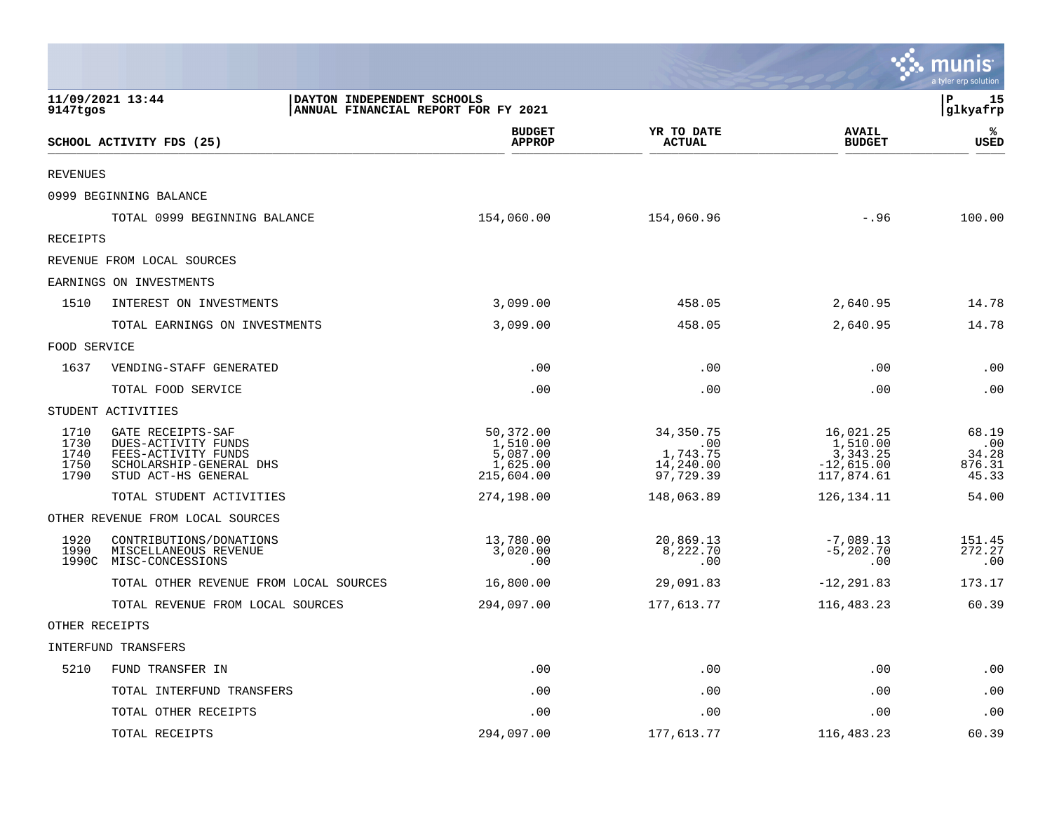DAYTON INDEPENDENT SCHOOLS
ANNUAL FINANCIAL REPORT FOR FY 2021

11/09/2021 13:44
9147tgos

| SCHOOL ACTIVITY FDS (25) | | BUDGET APPROP | YR TO DATE ACTUAL | AVAIL BUDGET | % USED |
|---|---|---|---|---|---|
| REVENUES | | | | | |
| 0999 BEGINNING BALANCE | | | | | |
| | TOTAL 0999 BEGINNING BALANCE | 154,060.00 | 154,060.96 | -.96 | 100.00 |
| RECEIPTS | | | | | |
| REVENUE FROM LOCAL SOURCES | | | | | |
| EARNINGS ON INVESTMENTS | | | | | |
| 1510 | INTEREST ON INVESTMENTS | 3,099.00 | 458.05 | 2,640.95 | 14.78 |
| | TOTAL EARNINGS ON INVESTMENTS | 3,099.00 | 458.05 | 2,640.95 | 14.78 |
| FOOD SERVICE | | | | | |
| 1637 | VENDING-STAFF GENERATED | .00 | .00 | .00 | .00 |
| | TOTAL FOOD SERVICE | .00 | .00 | .00 | .00 |
| STUDENT ACTIVITIES | | | | | |
| 1710 | GATE RECEIPTS-SAF | 50,372.00 | 34,350.75 | 16,021.25 | 68.19 |
| 1730 | DUES-ACTIVITY FUNDS | 1,510.00 | .00 | 1,510.00 | .00 |
| 1740 | FEES-ACTIVITY FUNDS | 5,087.00 | 1,743.75 | 3,343.25 | 34.28 |
| 1750 | SCHOLARSHIP-GENERAL DHS | 1,625.00 | 14,240.00 | -12,615.00 | 876.31 |
| 1790 | STUD ACT-HS GENERAL | 215,604.00 | 97,729.39 | 117,874.61 | 45.33 |
| | TOTAL STUDENT ACTIVITIES | 274,198.00 | 148,063.89 | 126,134.11 | 54.00 |
| OTHER REVENUE FROM LOCAL SOURCES | | | | | |
| 1920 | CONTRIBUTIONS/DONATIONS | 13,780.00 | 20,869.13 | -7,089.13 | 151.45 |
| 1990 | MISCELLANEOUS REVENUE | 3,020.00 | 8,222.70 | -5,202.70 | 272.27 |
| 1990C | MISC-CONCESSIONS | .00 | .00 | .00 | .00 |
| | TOTAL OTHER REVENUE FROM LOCAL SOURCES | 16,800.00 | 29,091.83 | -12,291.83 | 173.17 |
| | TOTAL REVENUE FROM LOCAL SOURCES | 294,097.00 | 177,613.77 | 116,483.23 | 60.39 |
| OTHER RECEIPTS | | | | | |
| INTERFUND TRANSFERS | | | | | |
| 5210 | FUND TRANSFER IN | .00 | .00 | .00 | .00 |
| | TOTAL INTERFUND TRANSFERS | .00 | .00 | .00 | .00 |
| | TOTAL OTHER RECEIPTS | .00 | .00 | .00 | .00 |
| | TOTAL RECEIPTS | 294,097.00 | 177,613.77 | 116,483.23 | 60.39 |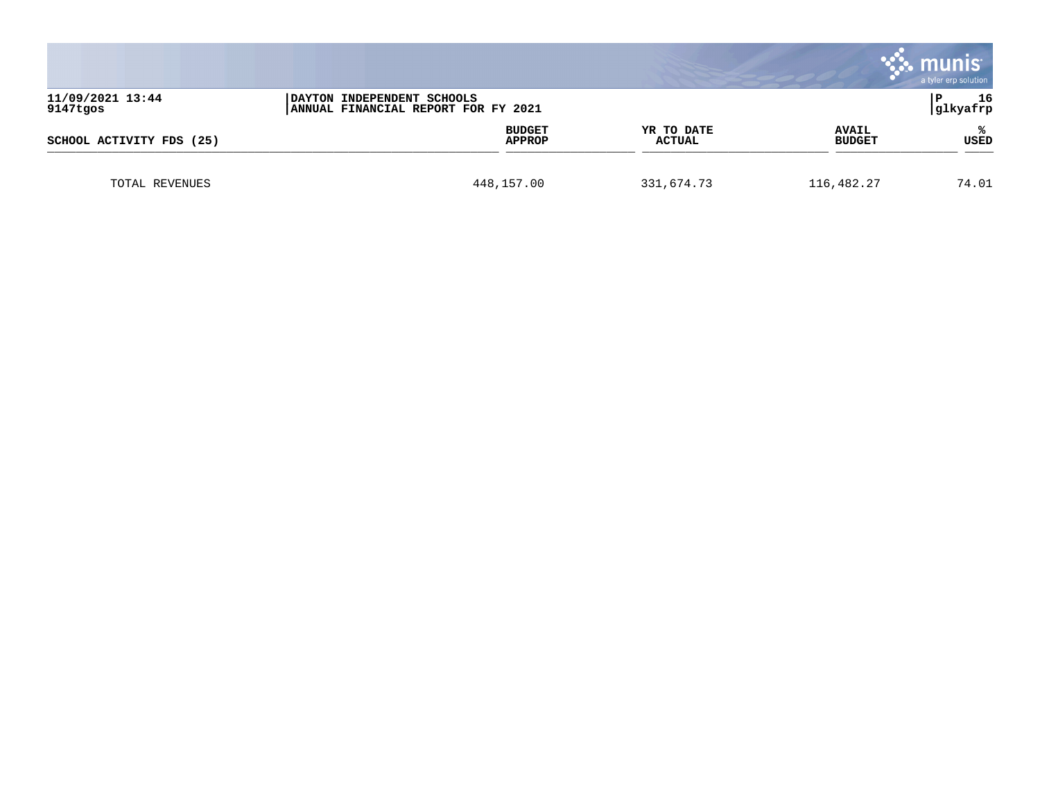| SCHOOL ACTIVITY FDS (25) | BUDGET APPROP | YR TO DATE ACTUAL | AVAIL BUDGET | % USED |
|---|---|---|---|---|
| TOTAL REVENUES | 448,157.00 | 331,674.73 | 116,482.27 | 74.01 |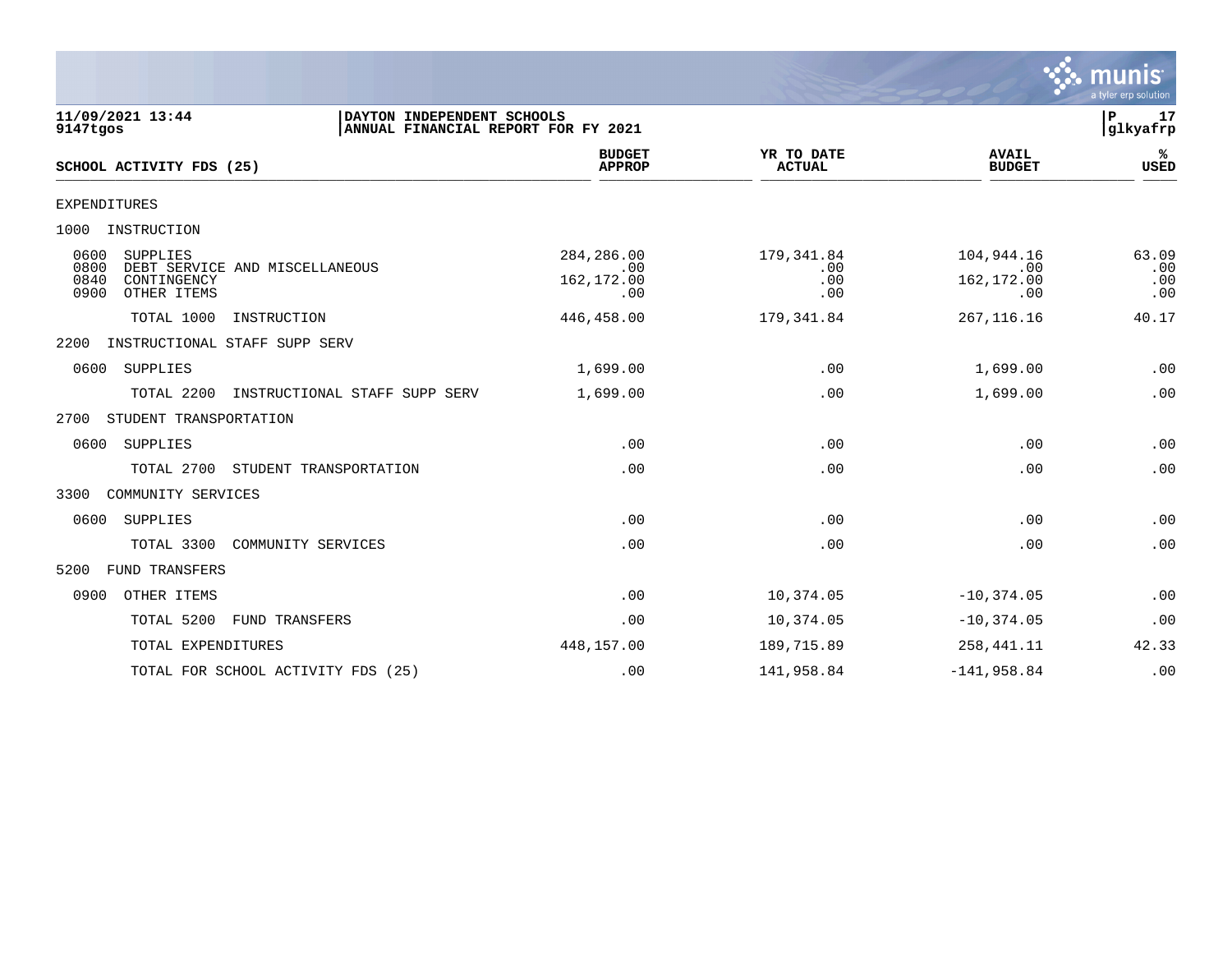11/09/2021 13:44 | DAYTON INDEPENDENT SCHOOLS
9147tgos | ANNUAL FINANCIAL REPORT FOR FY 2021

P 17
glkyafrp

| SCHOOL ACTIVITY FDS (25) | BUDGET APPROP | YR TO DATE ACTUAL | AVAIL BUDGET | % USED |
|---|---|---|---|---|
| EXPENDITURES | | | | |
| 1000 INSTRUCTION | | | | |
| 0600 SUPPLIES | 284,286.00 | 179,341.84 | 104,944.16 | 63.09 |
| 0800 DEBT SERVICE AND MISCELLANEOUS | .00 | .00 | .00 | .00 |
| 0840 CONTINGENCY | 162,172.00 | .00 | 162,172.00 | .00 |
| 0900 OTHER ITEMS | .00 | .00 | .00 | .00 |
| TOTAL 1000 INSTRUCTION | 446,458.00 | 179,341.84 | 267,116.16 | 40.17 |
| 2200 INSTRUCTIONAL STAFF SUPP SERV | | | | |
| 0600 SUPPLIES | 1,699.00 | .00 | 1,699.00 | .00 |
| TOTAL 2200 INSTRUCTIONAL STAFF SUPP SERV | 1,699.00 | .00 | 1,699.00 | .00 |
| 2700 STUDENT TRANSPORTATION | | | | |
| 0600 SUPPLIES | .00 | .00 | .00 | .00 |
| TOTAL 2700 STUDENT TRANSPORTATION | .00 | .00 | .00 | .00 |
| 3300 COMMUNITY SERVICES | | | | |
| 0600 SUPPLIES | .00 | .00 | .00 | .00 |
| TOTAL 3300 COMMUNITY SERVICES | .00 | .00 | .00 | .00 |
| 5200 FUND TRANSFERS | | | | |
| 0900 OTHER ITEMS | .00 | 10,374.05 | -10,374.05 | .00 |
| TOTAL 5200 FUND TRANSFERS | .00 | 10,374.05 | -10,374.05 | .00 |
| TOTAL EXPENDITURES | 448,157.00 | 189,715.89 | 258,441.11 | 42.33 |
| TOTAL FOR SCHOOL ACTIVITY FDS (25) | .00 | 141,958.84 | -141,958.84 | .00 |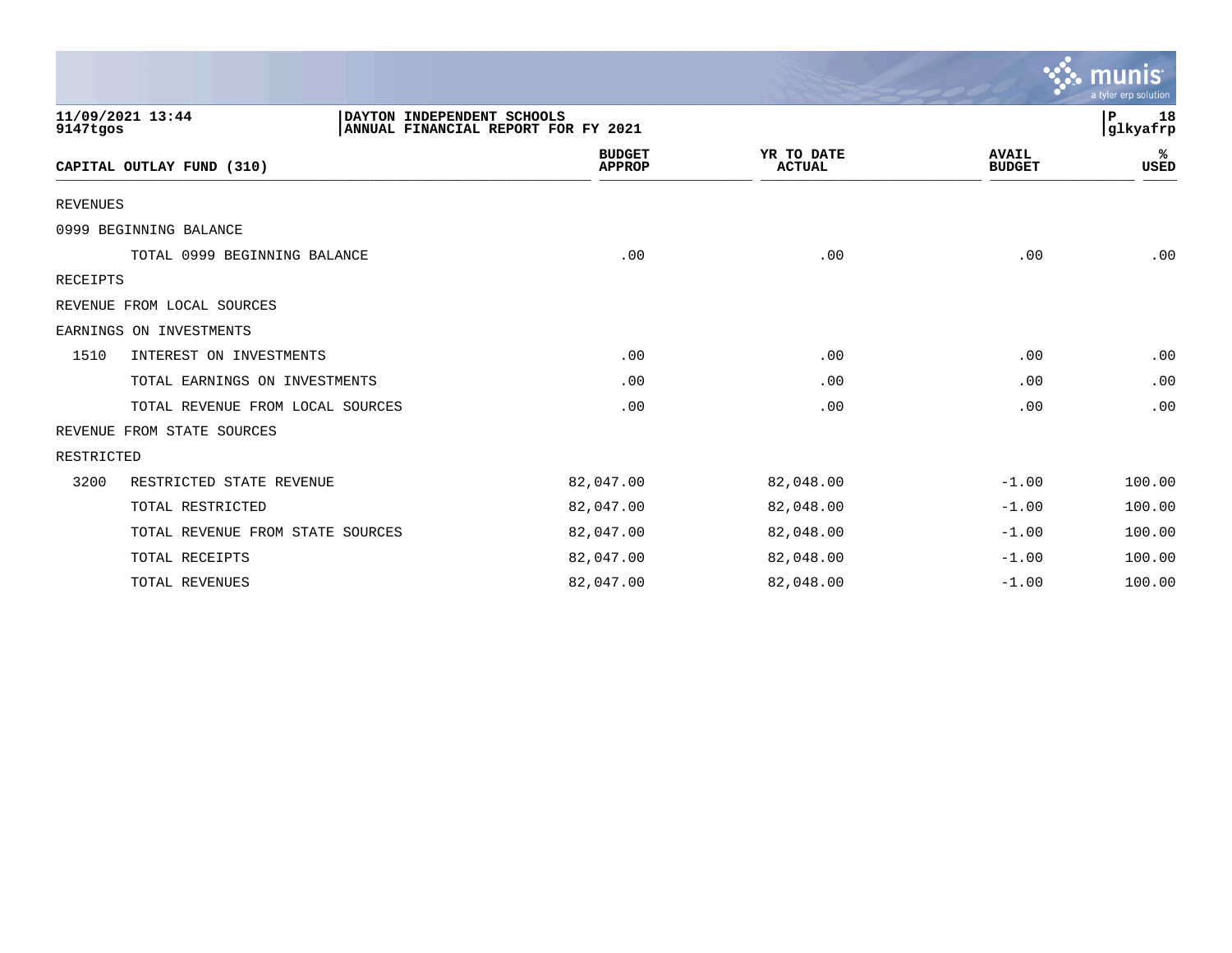DAYTON INDEPENDENT SCHOOLS
ANNUAL FINANCIAL REPORT FOR FY 2021

| CAPITAL OUTLAY FUND (310) | | BUDGET APPROP | YR TO DATE ACTUAL | AVAIL BUDGET | % USED |
|---|---|---|---|---|---|
| REVENUES | | | | | |
| 0999 BEGINNING BALANCE | | | | | |
| | TOTAL 0999 BEGINNING BALANCE | .00 | .00 | .00 | .00 |
| RECEIPTS | | | | | |
| REVENUE FROM LOCAL SOURCES | | | | | |
| EARNINGS ON INVESTMENTS | | | | | |
| 1510 | INTEREST ON INVESTMENTS | .00 | .00 | .00 | .00 |
| | TOTAL EARNINGS ON INVESTMENTS | .00 | .00 | .00 | .00 |
| | TOTAL REVENUE FROM LOCAL SOURCES | .00 | .00 | .00 | .00 |
| REVENUE FROM STATE SOURCES | | | | | |
| RESTRICTED | | | | | |
| 3200 | RESTRICTED STATE REVENUE | 82,047.00 | 82,048.00 | -1.00 | 100.00 |
| | TOTAL RESTRICTED | 82,047.00 | 82,048.00 | -1.00 | 100.00 |
| | TOTAL REVENUE FROM STATE SOURCES | 82,047.00 | 82,048.00 | -1.00 | 100.00 |
| | TOTAL RECEIPTS | 82,047.00 | 82,048.00 | -1.00 | 100.00 |
| | TOTAL REVENUES | 82,047.00 | 82,048.00 | -1.00 | 100.00 |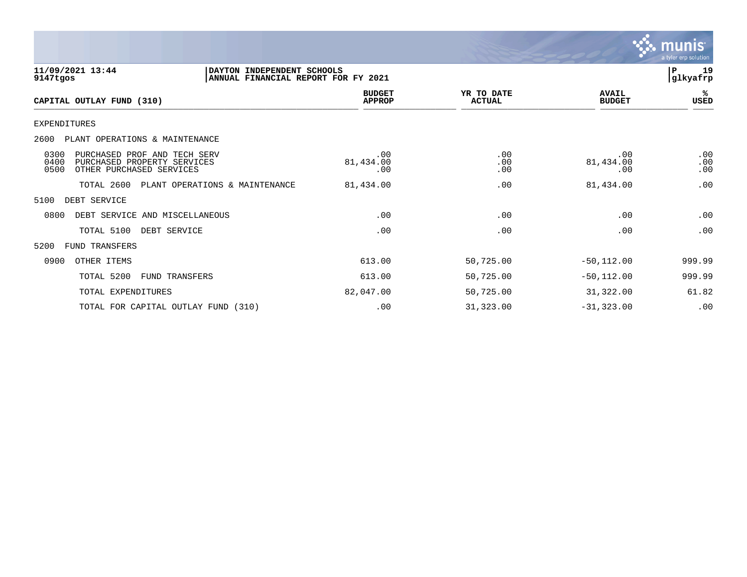11/09/2021 13:44 | DAYTON INDEPENDENT SCHOOLS
9147tgos | ANNUAL FINANCIAL REPORT FOR FY 2021

| CAPITAL OUTLAY FUND (310) | BUDGET APPROP | YR TO DATE ACTUAL | AVAIL BUDGET | % USED |
|---|---|---|---|---|
| EXPENDITURES | | | | |
| 2600 PLANT OPERATIONS & MAINTENANCE | | | | |
| 0300 PURCHASED PROF AND TECH SERV | .00 | .00 | .00 | .00 |
| 0400 PURCHASED PROPERTY SERVICES | 81,434.00 | .00 | 81,434.00 | .00 |
| 0500 OTHER PURCHASED SERVICES | .00 | .00 | .00 | .00 |
| TOTAL 2600 PLANT OPERATIONS & MAINTENANCE | 81,434.00 | .00 | 81,434.00 | .00 |
| 5100 DEBT SERVICE | | | | |
| 0800 DEBT SERVICE AND MISCELLANEOUS | .00 | .00 | .00 | .00 |
| TOTAL 5100 DEBT SERVICE | .00 | .00 | .00 | .00 |
| 5200 FUND TRANSFERS | | | | |
| 0900 OTHER ITEMS | 613.00 | 50,725.00 | -50,112.00 | 999.99 |
| TOTAL 5200 FUND TRANSFERS | 613.00 | 50,725.00 | -50,112.00 | 999.99 |
| TOTAL EXPENDITURES | 82,047.00 | 50,725.00 | 31,322.00 | 61.82 |
| TOTAL FOR CAPITAL OUTLAY FUND (310) | .00 | 31,323.00 | -31,323.00 | .00 |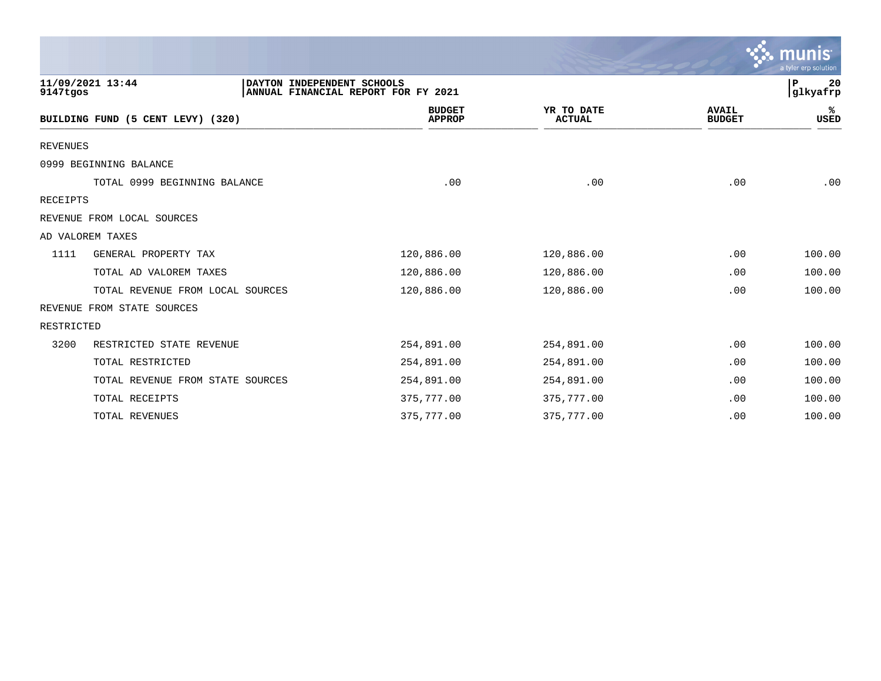**DAYTON INDEPENDENT SCHOOLS**
**ANNUAL FINANCIAL REPORT FOR FY 2021**

11/09/2021 13:44
9147tgos

| BUILDING FUND (5 CENT LEVY) (320) | | BUDGET APPROP | YR TO DATE ACTUAL | AVAIL BUDGET | % USED |
|---|---|---|---|---|---|
| REVENUES | | | | | |
| 0999 BEGINNING BALANCE | | | | | |
| | TOTAL 0999 BEGINNING BALANCE | .00 | .00 | .00 | .00 |
| RECEIPTS | | | | | |
| REVENUE FROM LOCAL SOURCES | | | | | |
| AD VALOREM TAXES | | | | | |
| 1111 | GENERAL PROPERTY TAX | 120,886.00 | 120,886.00 | .00 | 100.00 |
| | TOTAL AD VALOREM TAXES | 120,886.00 | 120,886.00 | .00 | 100.00 |
| | TOTAL REVENUE FROM LOCAL SOURCES | 120,886.00 | 120,886.00 | .00 | 100.00 |
| REVENUE FROM STATE SOURCES | | | | | |
| RESTRICTED | | | | | |
| 3200 | RESTRICTED STATE REVENUE | 254,891.00 | 254,891.00 | .00 | 100.00 |
| | TOTAL RESTRICTED | 254,891.00 | 254,891.00 | .00 | 100.00 |
| | TOTAL REVENUE FROM STATE SOURCES | 254,891.00 | 254,891.00 | .00 | 100.00 |
| | TOTAL RECEIPTS | 375,777.00 | 375,777.00 | .00 | 100.00 |
| | TOTAL REVENUES | 375,777.00 | 375,777.00 | .00 | 100.00 |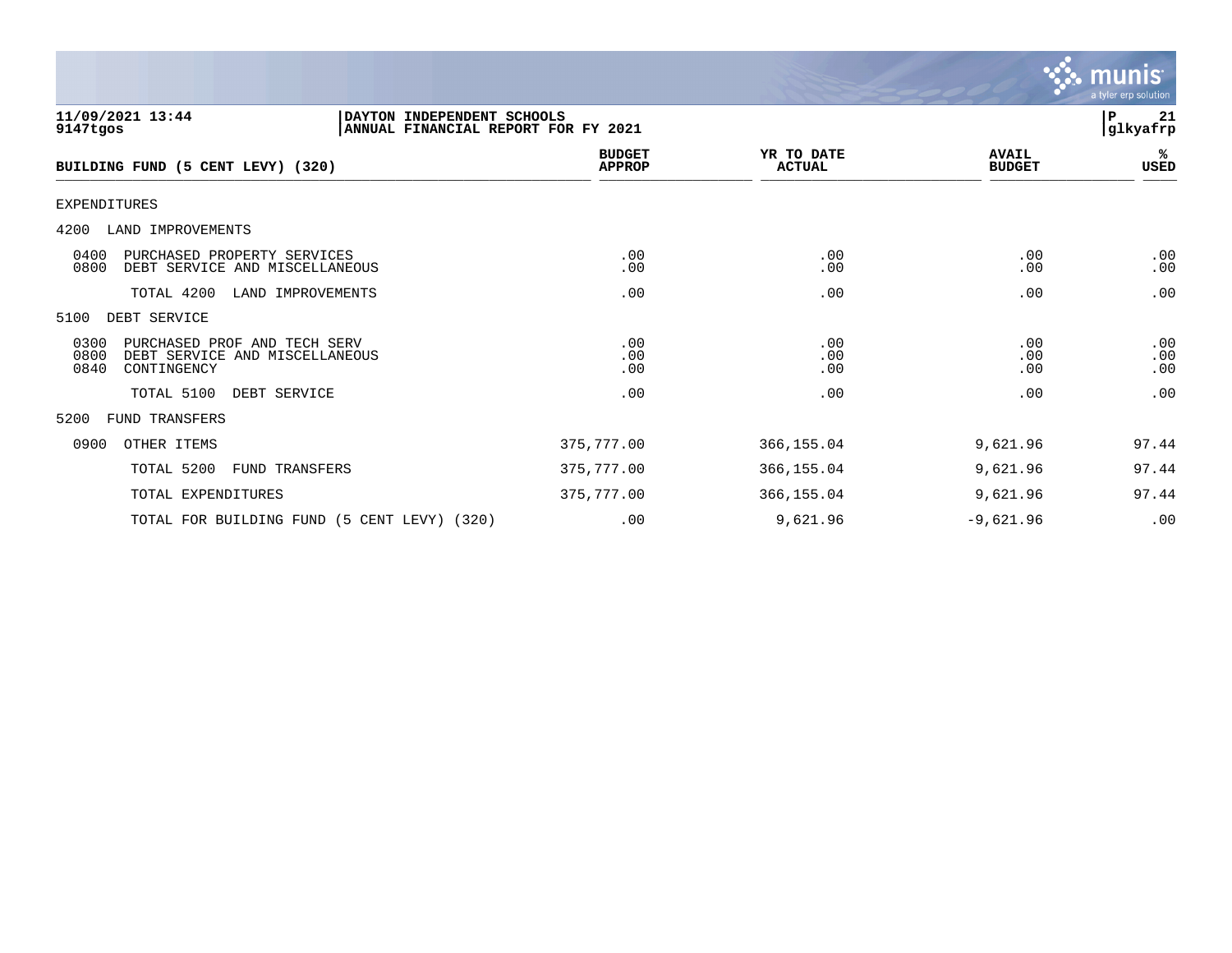**DAYTON INDEPENDENT SCHOOLS**
**ANNUAL FINANCIAL REPORT FOR FY 2021**

11/09/2021 13:44
9147tgos

| BUILDING FUND (5 CENT LEVY) (320) | BUDGET APPROP | YR TO DATE ACTUAL | AVAIL BUDGET | % USED |
|---|---|---|---|---|
| EXPENDITURES | | | | |
| 4200 LAND IMPROVEMENTS | | | | |
| 0400 PURCHASED PROPERTY SERVICES | .00 | .00 | .00 | .00 |
| 0800 DEBT SERVICE AND MISCELLANEOUS | .00 | .00 | .00 | .00 |
| TOTAL 4200 LAND IMPROVEMENTS | .00 | .00 | .00 | .00 |
| 5100 DEBT SERVICE | | | | |
| 0300 PURCHASED PROF AND TECH SERV | .00 | .00 | .00 | .00 |
| 0800 DEBT SERVICE AND MISCELLANEOUS | .00 | .00 | .00 | .00 |
| 0840 CONTINGENCY | .00 | .00 | .00 | .00 |
| TOTAL 5100 DEBT SERVICE | .00 | .00 | .00 | .00 |
| 5200 FUND TRANSFERS | | | | |
| 0900 OTHER ITEMS | 375,777.00 | 366,155.04 | 9,621.96 | 97.44 |
| TOTAL 5200 FUND TRANSFERS | 375,777.00 | 366,155.04 | 9,621.96 | 97.44 |
| TOTAL EXPENDITURES | 375,777.00 | 366,155.04 | 9,621.96 | 97.44 |
| TOTAL FOR BUILDING FUND (5 CENT LEVY) (320) | .00 | 9,621.96 | -9,621.96 | .00 |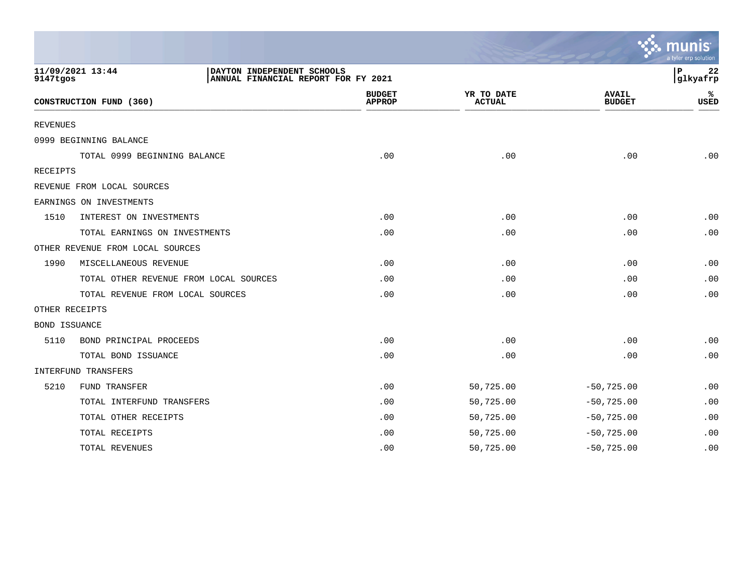11/09/2021 13:44
9147tgos

**DAYTON INDEPENDENT SCHOOLS**
**ANNUAL FINANCIAL REPORT FOR FY 2021**

P 22
glkyafrp

| CONSTRUCTION FUND (360) | | BUDGET APPROP | YR TO DATE ACTUAL | AVAIL BUDGET | % USED |
|---|---|---|---|---|---|
| REVENUES | | | | | |
| 0999 BEGINNING BALANCE | | | | | |
| | TOTAL 0999 BEGINNING BALANCE | .00 | .00 | .00 | .00 |
| RECEIPTS | | | | | |
| REVENUE FROM LOCAL SOURCES | | | | | |
| EARNINGS ON INVESTMENTS | | | | | |
| 1510 | INTEREST ON INVESTMENTS | .00 | .00 | .00 | .00 |
| | TOTAL EARNINGS ON INVESTMENTS | .00 | .00 | .00 | .00 |
| OTHER REVENUE FROM LOCAL SOURCES | | | | | |
| 1990 | MISCELLANEOUS REVENUE | .00 | .00 | .00 | .00 |
| | TOTAL OTHER REVENUE FROM LOCAL SOURCES | .00 | .00 | .00 | .00 |
| | TOTAL REVENUE FROM LOCAL SOURCES | .00 | .00 | .00 | .00 |
| OTHER RECEIPTS | | | | | |
| BOND ISSUANCE | | | | | |
| 5110 | BOND PRINCIPAL PROCEEDS | .00 | .00 | .00 | .00 |
| | TOTAL BOND ISSUANCE | .00 | .00 | .00 | .00 |
| INTERFUND TRANSFERS | | | | | |
| 5210 | FUND TRANSFER | .00 | 50,725.00 | -50,725.00 | .00 |
| | TOTAL INTERFUND TRANSFERS | .00 | 50,725.00 | -50,725.00 | .00 |
| | TOTAL OTHER RECEIPTS | .00 | 50,725.00 | -50,725.00 | .00 |
| | TOTAL RECEIPTS | .00 | 50,725.00 | -50,725.00 | .00 |
| | TOTAL REVENUES | .00 | 50,725.00 | -50,725.00 | .00 |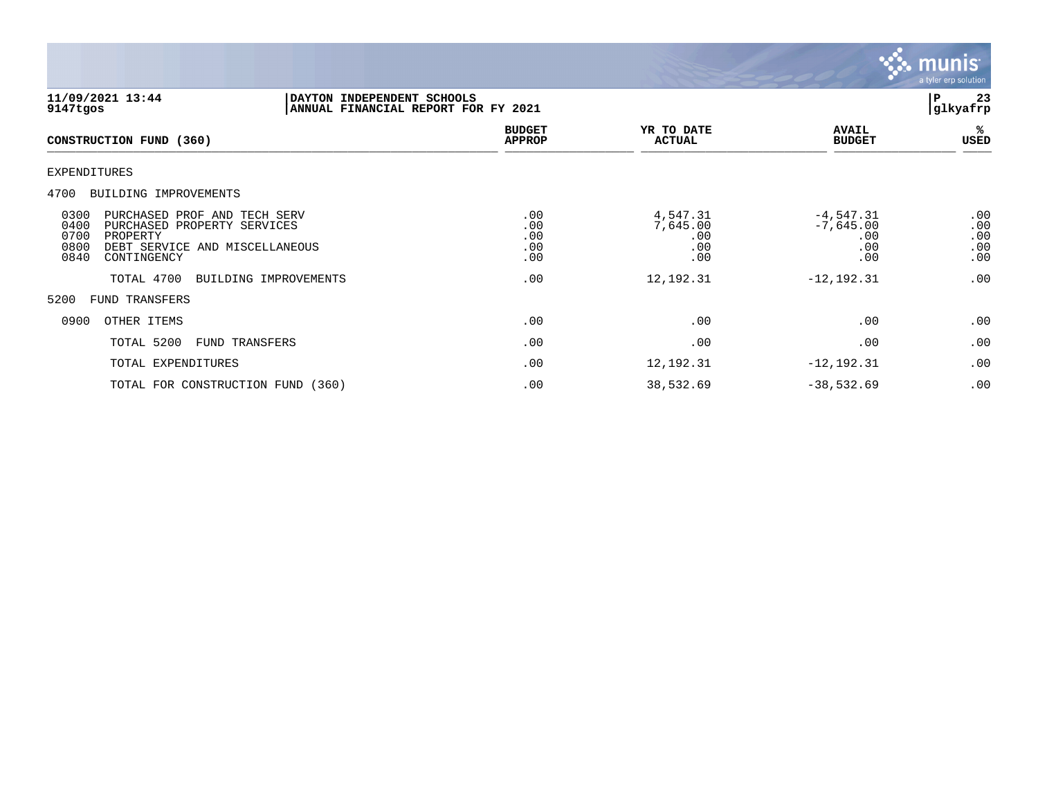**11/09/2021 13:44** | **DAYTON INDEPENDENT SCHOOLS** | **P 23**
**9147tgos** | **ANNUAL FINANCIAL REPORT FOR FY 2021** | **glkyafrp**

| CONSTRUCTION FUND (360) | BUDGET APPROP | YR TO DATE ACTUAL | AVAIL BUDGET | % USED |
|---|---|---|---|---|
| EXPENDITURES | | | | |
| 4700 BUILDING IMPROVEMENTS | | | | |
| 0300 PURCHASED PROF AND TECH SERV | .00 | 4,547.31 | -4,547.31 | .00 |
| 0400 PURCHASED PROPERTY SERVICES | .00 | 7,645.00 | -7,645.00 | .00 |
| 0700 PROPERTY | .00 | .00 | .00 | .00 |
| 0800 DEBT SERVICE AND MISCELLANEOUS | .00 | .00 | .00 | .00 |
| 0840 CONTINGENCY | .00 | .00 | .00 | .00 |
| TOTAL 4700 BUILDING IMPROVEMENTS | .00 | 12,192.31 | -12,192.31 | .00 |
| 5200 FUND TRANSFERS | | | | |
| 0900 OTHER ITEMS | .00 | .00 | .00 | .00 |
| TOTAL 5200 FUND TRANSFERS | .00 | .00 | .00 | .00 |
| TOTAL EXPENDITURES | .00 | 12,192.31 | -12,192.31 | .00 |
| TOTAL FOR CONSTRUCTION FUND (360) | .00 | 38,532.69 | -38,532.69 | .00 |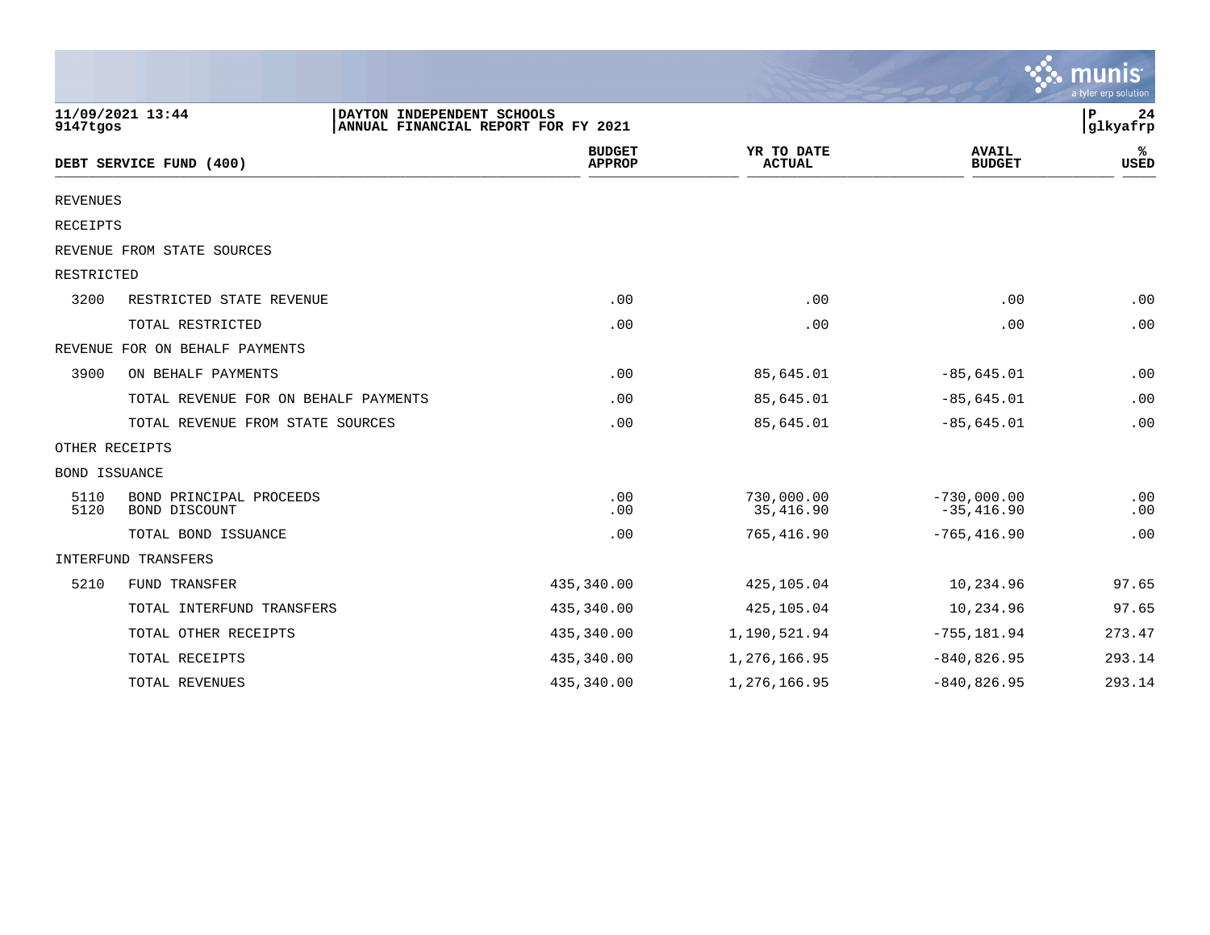DAYTON INDEPENDENT SCHOOLS
ANNUAL FINANCIAL REPORT FOR FY 2021

11/09/2021 13:44
9147tgos

| DEBT SERVICE FUND (400) | | BUDGET APPROP | YR TO DATE ACTUAL | AVAIL BUDGET | % USED |
|---|---|---|---|---|---|
| REVENUES | | | | | |
| RECEIPTS | | | | | |
| REVENUE FROM STATE SOURCES | | | | | |
| RESTRICTED | | | | | |
| 3200 | RESTRICTED STATE REVENUE | .00 | .00 | .00 | .00 |
| | TOTAL RESTRICTED | .00 | .00 | .00 | .00 |
| REVENUE FOR ON BEHALF PAYMENTS | | | | | |
| 3900 | ON BEHALF PAYMENTS | .00 | 85,645.01 | -85,645.01 | .00 |
| | TOTAL REVENUE FOR ON BEHALF PAYMENTS | .00 | 85,645.01 | -85,645.01 | .00 |
| | TOTAL REVENUE FROM STATE SOURCES | .00 | 85,645.01 | -85,645.01 | .00 |
| OTHER RECEIPTS | | | | | |
| BOND ISSUANCE | | | | | |
| 5110 | BOND PRINCIPAL PROCEEDS | .00 | 730,000.00 | -730,000.00 | .00 |
| 5120 | BOND DISCOUNT | .00 | 35,416.90 | -35,416.90 | .00 |
| | TOTAL BOND ISSUANCE | .00 | 765,416.90 | -765,416.90 | .00 |
| INTERFUND TRANSFERS | | | | | |
| 5210 | FUND TRANSFER | 435,340.00 | 425,105.04 | 10,234.96 | 97.65 |
| | TOTAL INTERFUND TRANSFERS | 435,340.00 | 425,105.04 | 10,234.96 | 97.65 |
| | TOTAL OTHER RECEIPTS | 435,340.00 | 1,190,521.94 | -755,181.94 | 273.47 |
| | TOTAL RECEIPTS | 435,340.00 | 1,276,166.95 | -840,826.95 | 293.14 |
| | TOTAL REVENUES | 435,340.00 | 1,276,166.95 | -840,826.95 | 293.14 |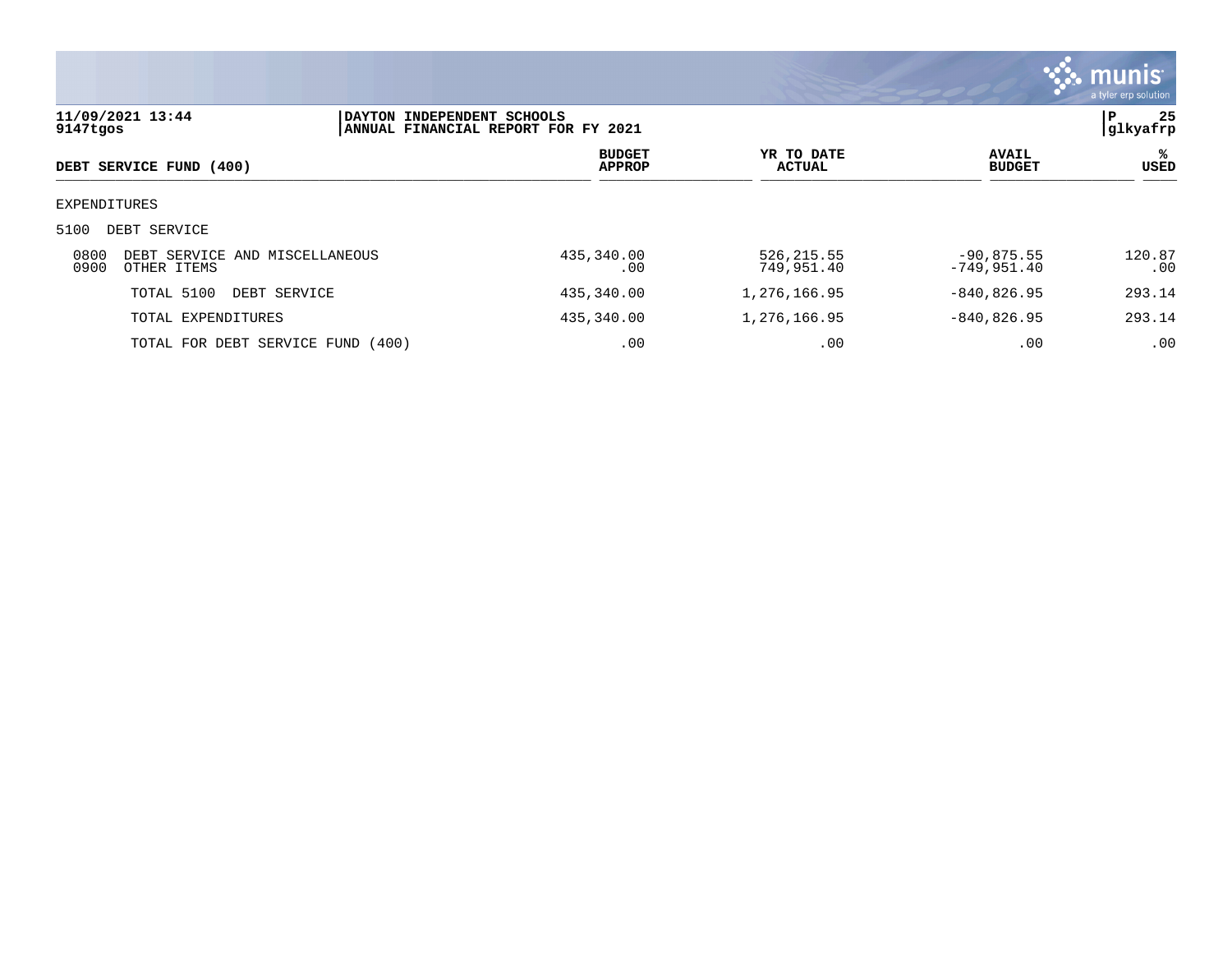11/09/2021 13:44
9147tgos

DAYTON INDEPENDENT SCHOOLS
ANNUAL FINANCIAL REPORT FOR FY 2021

P 25
glkyafrp

| DEBT SERVICE FUND (400) | BUDGET APPROP | YR TO DATE ACTUAL | AVAIL BUDGET | % USED |
|---|---|---|---|---|
| EXPENDITURES | | | | |
| 5100 DEBT SERVICE | | | | |
| 0800 DEBT SERVICE AND MISCELLANEOUS | 435,340.00 | 526,215.55 | -90,875.55 | 120.87 |
| 0900 OTHER ITEMS | .00 | 749,951.40 | -749,951.40 | .00 |
| TOTAL 5100 DEBT SERVICE | 435,340.00 | 1,276,166.95 | -840,826.95 | 293.14 |
| TOTAL EXPENDITURES | 435,340.00 | 1,276,166.95 | -840,826.95 | 293.14 |
| TOTAL FOR DEBT SERVICE FUND (400) | .00 | .00 | .00 | .00 |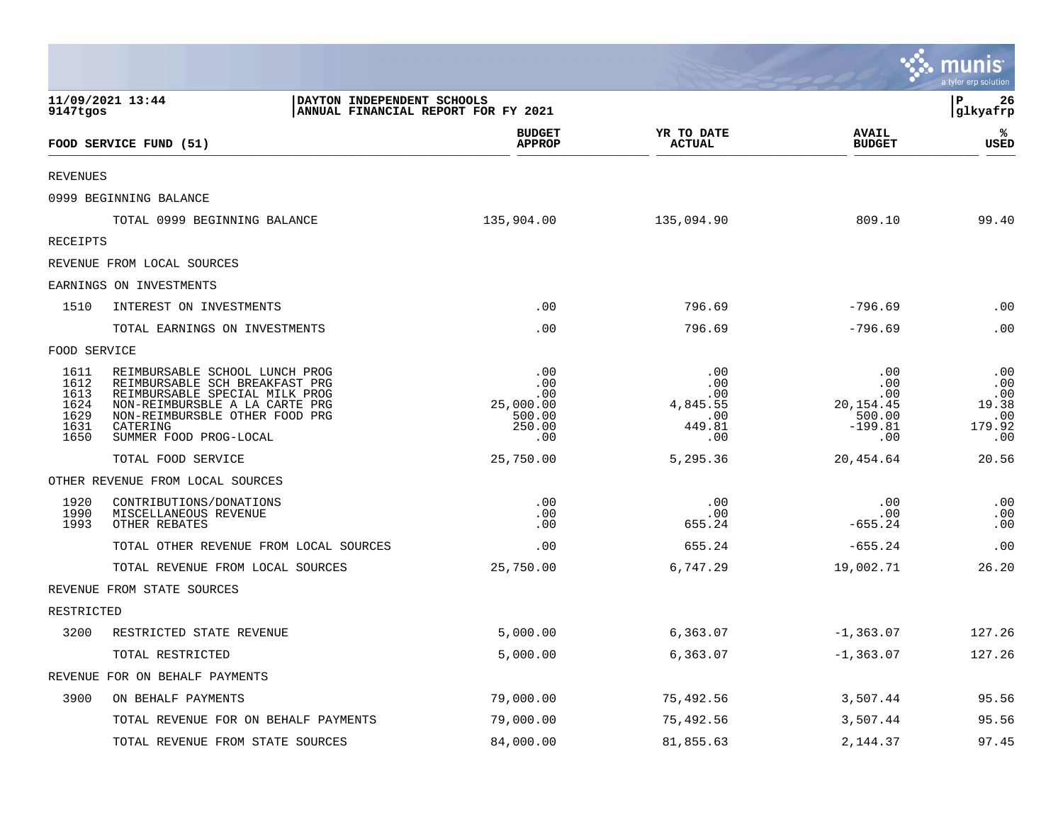**DAYTON INDEPENDENT SCHOOLS**
**ANNUAL FINANCIAL REPORT FOR FY 2021**

11/09/2021 13:44
9147tgos

P 26
glkyafrp

| FOOD SERVICE FUND (51) | | BUDGET APPROP | YR TO DATE ACTUAL | AVAIL BUDGET | % USED |
|---|---|---|---|---|---|
| REVENUES | | | | | |
| 0999 BEGINNING BALANCE | | | | | |
| | TOTAL 0999 BEGINNING BALANCE | 135,904.00 | 135,094.90 | 809.10 | 99.40 |
| RECEIPTS | | | | | |
| REVENUE FROM LOCAL SOURCES | | | | | |
| EARNINGS ON INVESTMENTS | | | | | |
| 1510 | INTEREST ON INVESTMENTS | .00 | 796.69 | -796.69 | .00 |
| | TOTAL EARNINGS ON INVESTMENTS | .00 | 796.69 | -796.69 | .00 |
| FOOD SERVICE | | | | | |
| 1611 | REIMBURSABLE SCHOOL LUNCH PROG | .00 | .00 | .00 | .00 |
| 1612 | REIMBURSABLE SCH BREAKFAST PRG | .00 | .00 | .00 | .00 |
| 1613 | REIMBURSABLE SPECIAL MILK PROG | .00 | .00 | .00 | .00 |
| 1624 | NON-REIMBURSBLE A LA CARTE PRG | 25,000.00 | 4,845.55 | 20,154.45 | 19.38 |
| 1629 | NON-REIMBURSBLE OTHER FOOD PRG | 500.00 | .00 | 500.00 | .00 |
| 1631 | CATERING | 250.00 | 449.81 | -199.81 | 179.92 |
| 1650 | SUMMER FOOD PROG-LOCAL | .00 | .00 | .00 | .00 |
| | TOTAL FOOD SERVICE | 25,750.00 | 5,295.36 | 20,454.64 | 20.56 |
| OTHER REVENUE FROM LOCAL SOURCES | | | | | |
| 1920 | CONTRIBUTIONS/DONATIONS | .00 | .00 | .00 | .00 |
| 1990 | MISCELLANEOUS REVENUE | .00 | .00 | .00 | .00 |
| 1993 | OTHER REBATES | .00 | 655.24 | -655.24 | .00 |
| | TOTAL OTHER REVENUE FROM LOCAL SOURCES | .00 | 655.24 | -655.24 | .00 |
| | TOTAL REVENUE FROM LOCAL SOURCES | 25,750.00 | 6,747.29 | 19,002.71 | 26.20 |
| REVENUE FROM STATE SOURCES | | | | | |
| RESTRICTED | | | | | |
| 3200 | RESTRICTED STATE REVENUE | 5,000.00 | 6,363.07 | -1,363.07 | 127.26 |
| | TOTAL RESTRICTED | 5,000.00 | 6,363.07 | -1,363.07 | 127.26 |
| REVENUE FOR ON BEHALF PAYMENTS | | | | | |
| 3900 | ON BEHALF PAYMENTS | 79,000.00 | 75,492.56 | 3,507.44 | 95.56 |
| | TOTAL REVENUE FOR ON BEHALF PAYMENTS | 79,000.00 | 75,492.56 | 3,507.44 | 95.56 |
| | TOTAL REVENUE FROM STATE SOURCES | 84,000.00 | 81,855.63 | 2,144.37 | 97.45 |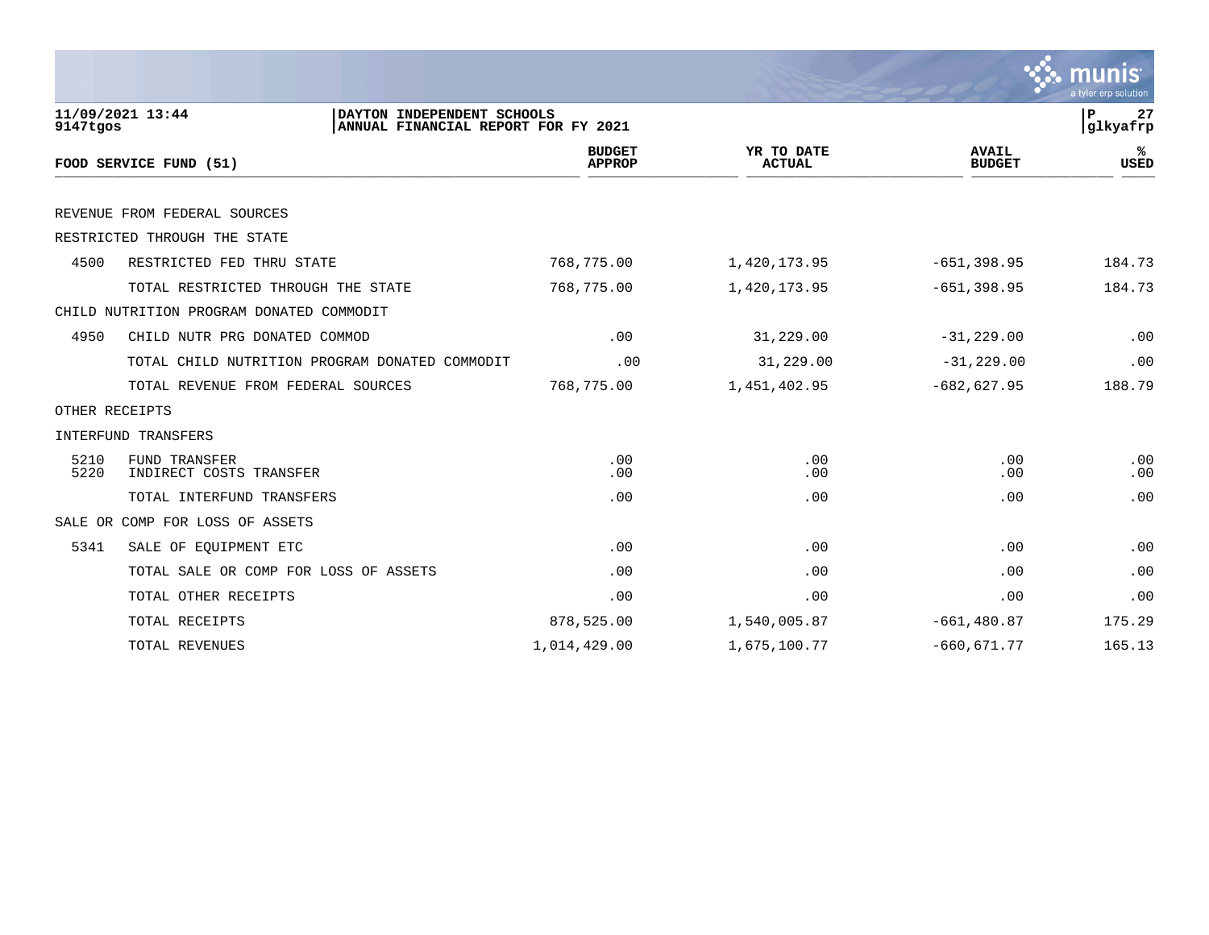11/09/2021 13:44 | DAYTON INDEPENDENT SCHOOLS
9147tgos | ANNUAL FINANCIAL REPORT FOR FY 2021

glkyafrp

| | FOOD SERVICE FUND (51) | BUDGET APPROP | YR TO DATE ACTUAL | AVAIL BUDGET | % USED |
|---|---|---|---|---|---|
| | REVENUE FROM FEDERAL SOURCES | | | | |
| | RESTRICTED THROUGH THE STATE | | | | |
| 4500 | RESTRICTED FED THRU STATE | 768,775.00 | 1,420,173.95 | -651,398.95 | 184.73 |
| | TOTAL RESTRICTED THROUGH THE STATE | 768,775.00 | 1,420,173.95 | -651,398.95 | 184.73 |
| | CHILD NUTRITION PROGRAM DONATED COMMODIT | | | | |
| 4950 | CHILD NUTR PRG DONATED COMMOD | .00 | 31,229.00 | -31,229.00 | .00 |
| | TOTAL CHILD NUTRITION PROGRAM DONATED COMMODIT | .00 | 31,229.00 | -31,229.00 | .00 |
| | TOTAL REVENUE FROM FEDERAL SOURCES | 768,775.00 | 1,451,402.95 | -682,627.95 | 188.79 |
| | OTHER RECEIPTS | | | | |
| | INTERFUND TRANSFERS | | | | |
| 5210 | FUND TRANSFER | .00 | .00 | .00 | .00 |
| 5220 | INDIRECT COSTS TRANSFER | .00 | .00 | .00 | .00 |
| | TOTAL INTERFUND TRANSFERS | .00 | .00 | .00 | .00 |
| | SALE OR COMP FOR LOSS OF ASSETS | | | | |
| 5341 | SALE OF EQUIPMENT ETC | .00 | .00 | .00 | .00 |
| | TOTAL SALE OR COMP FOR LOSS OF ASSETS | .00 | .00 | .00 | .00 |
| | TOTAL OTHER RECEIPTS | .00 | .00 | .00 | .00 |
| | TOTAL RECEIPTS | 878,525.00 | 1,540,005.87 | -661,480.87 | 175.29 |
| | TOTAL REVENUES | 1,014,429.00 | 1,675,100.77 | -660,671.77 | 165.13 |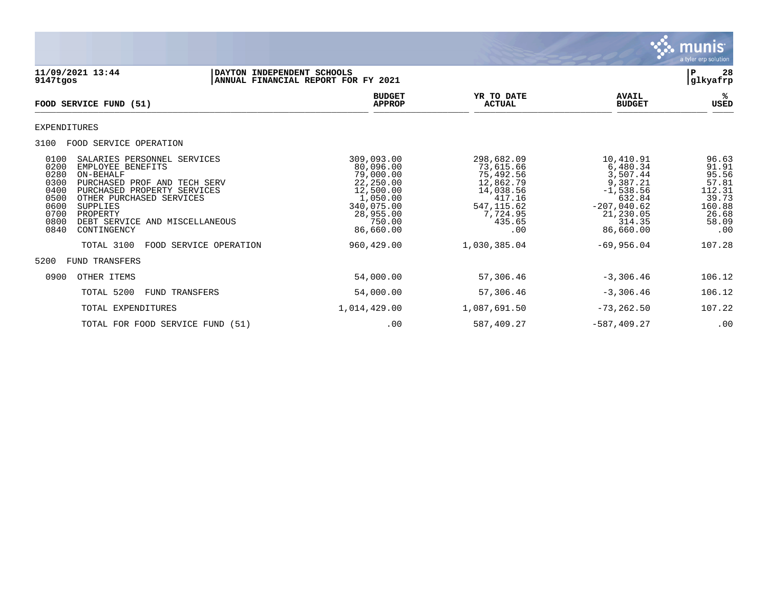**DAYTON INDEPENDENT SCHOOLS**
**ANNUAL FINANCIAL REPORT FOR FY 2021**

11/09/2021 13:44
9147tgos

glkyafrp

| FOOD SERVICE FUND (51) | BUDGET APPROP | YR TO DATE ACTUAL | AVAIL BUDGET | % USED |
|---|---|---|---|---|
| **EXPENDITURES** | | | | |
| **3100 FOOD SERVICE OPERATION** | | | | |
| 0100 SALARIES PERSONNEL SERVICES | 309,093.00 | 298,682.09 | 10,410.91 | 96.63 |
| 0200 EMPLOYEE BENEFITS | 80,096.00 | 73,615.66 | 6,480.34 | 91.91 |
| 0280 ON-BEHALF | 79,000.00 | 75,492.56 | 3,507.44 | 95.56 |
| 0300 PURCHASED PROF AND TECH SERV | 22,250.00 | 12,862.79 | 9,387.21 | 57.81 |
| 0400 PURCHASED PROPERTY SERVICES | 12,500.00 | 14,038.56 | -1,538.56 | 112.31 |
| 0500 OTHER PURCHASED SERVICES | 1,050.00 | 417.16 | 632.84 | 39.73 |
| 0600 SUPPLIES | 340,075.00 | 547,115.62 | -207,040.62 | 160.88 |
| 0700 PROPERTY | 28,955.00 | 7,724.95 | 21,230.05 | 26.68 |
| 0800 DEBT SERVICE AND MISCELLANEOUS | 750.00 | 435.65 | 314.35 | 58.09 |
| 0840 CONTINGENCY | 86,660.00 | .00 | 86,660.00 | .00 |
| TOTAL 3100 FOOD SERVICE OPERATION | 960,429.00 | 1,030,385.04 | -69,956.04 | 107.28 |
| **5200 FUND TRANSFERS** | | | | |
| 0900 OTHER ITEMS | 54,000.00 | 57,306.46 | -3,306.46 | 106.12 |
| TOTAL 5200 FUND TRANSFERS | 54,000.00 | 57,306.46 | -3,306.46 | 106.12 |
| TOTAL EXPENDITURES | 1,014,429.00 | 1,087,691.50 | -73,262.50 | 107.22 |
| TOTAL FOR FOOD SERVICE FUND (51) | .00 | 587,409.27 | -587,409.27 | .00 |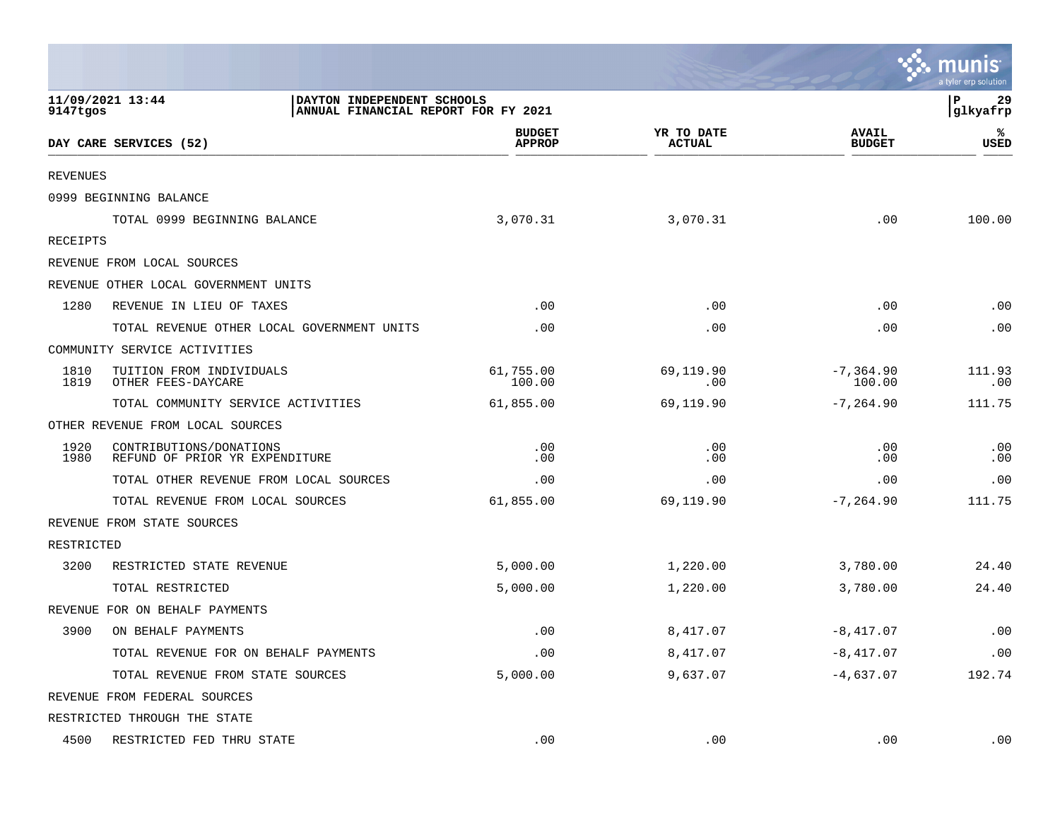11/09/2021 13:44
9147tgos

DAYTON INDEPENDENT SCHOOLS
ANNUAL FINANCIAL REPORT FOR FY 2021

| DAY CARE SERVICES (52) | | BUDGET APPROP | YR TO DATE ACTUAL | AVAIL BUDGET | % USED |
|---|---|---|---|---|---|
| REVENUES | | | | | |
| 0999 BEGINNING BALANCE | | | | | |
| | TOTAL 0999 BEGINNING BALANCE | 3,070.31 | 3,070.31 | .00 | 100.00 |
| RECEIPTS | | | | | |
| REVENUE FROM LOCAL SOURCES | | | | | |
| REVENUE OTHER LOCAL GOVERNMENT UNITS | | | | | |
| 1280 | REVENUE IN LIEU OF TAXES | .00 | .00 | .00 | .00 |
| | TOTAL REVENUE OTHER LOCAL GOVERNMENT UNITS | .00 | .00 | .00 | .00 |
| COMMUNITY SERVICE ACTIVITIES | | | | | |
| 1810 | TUITION FROM INDIVIDUALS | 61,755.00 | 69,119.90 | -7,364.90 | 111.93 |
| 1819 | OTHER FEES-DAYCARE | 100.00 | .00 | 100.00 | .00 |
| | TOTAL COMMUNITY SERVICE ACTIVITIES | 61,855.00 | 69,119.90 | -7,264.90 | 111.75 |
| OTHER REVENUE FROM LOCAL SOURCES | | | | | |
| 1920 | CONTRIBUTIONS/DONATIONS | .00 | .00 | .00 | .00 |
| 1980 | REFUND OF PRIOR YR EXPENDITURE | .00 | .00 | .00 | .00 |
| | TOTAL OTHER REVENUE FROM LOCAL SOURCES | .00 | .00 | .00 | .00 |
| | TOTAL REVENUE FROM LOCAL SOURCES | 61,855.00 | 69,119.90 | -7,264.90 | 111.75 |
| REVENUE FROM STATE SOURCES | | | | | |
| RESTRICTED | | | | | |
| 3200 | RESTRICTED STATE REVENUE | 5,000.00 | 1,220.00 | 3,780.00 | 24.40 |
| | TOTAL RESTRICTED | 5,000.00 | 1,220.00 | 3,780.00 | 24.40 |
| REVENUE FOR ON BEHALF PAYMENTS | | | | | |
| 3900 | ON BEHALF PAYMENTS | .00 | 8,417.07 | -8,417.07 | .00 |
| | TOTAL REVENUE FOR ON BEHALF PAYMENTS | .00 | 8,417.07 | -8,417.07 | .00 |
| | TOTAL REVENUE FROM STATE SOURCES | 5,000.00 | 9,637.07 | -4,637.07 | 192.74 |
| REVENUE FROM FEDERAL SOURCES | | | | | |
| RESTRICTED THROUGH THE STATE | | | | | |
| 4500 | RESTRICTED FED THRU STATE | .00 | .00 | .00 | .00 |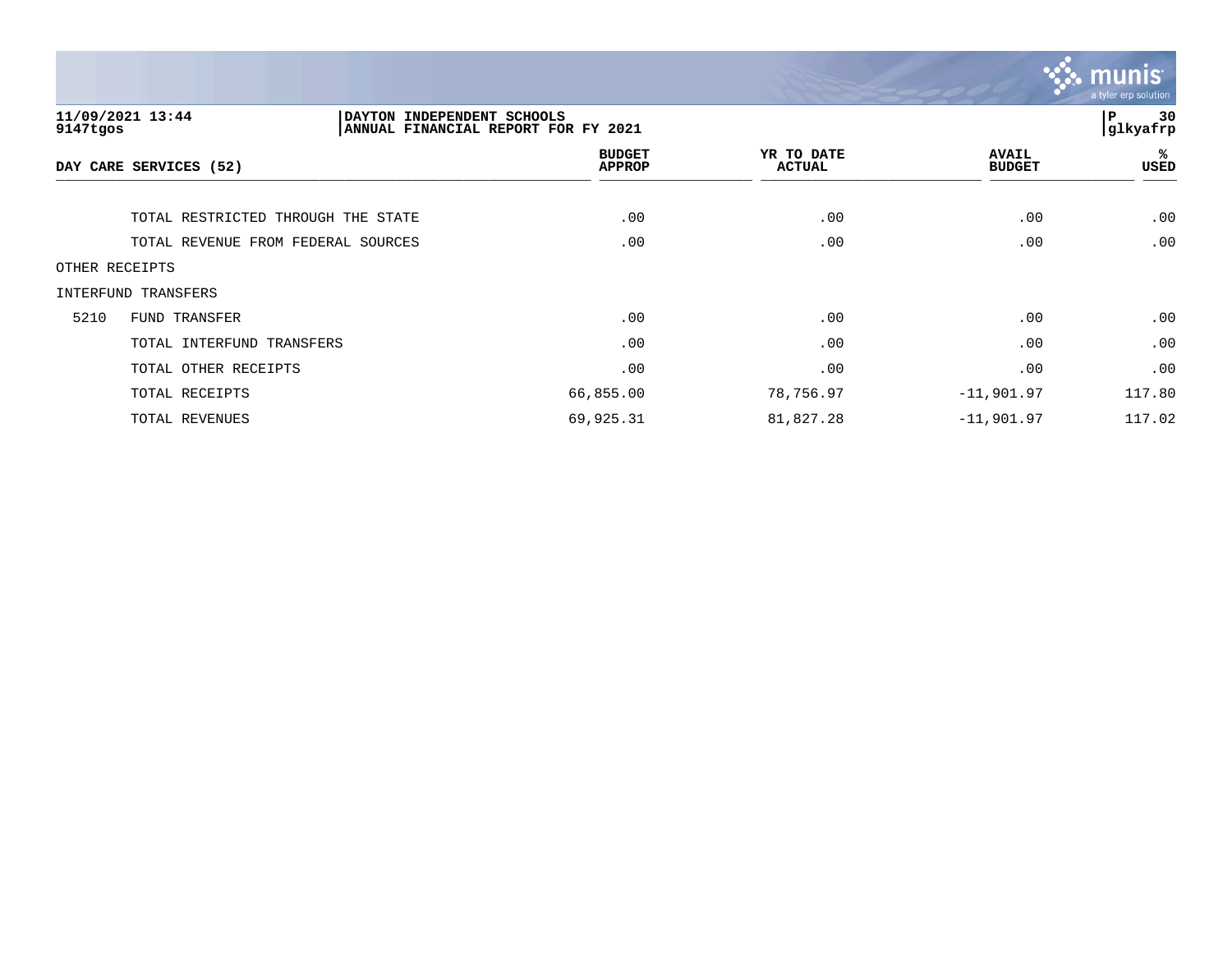11/09/2021 13:44
9147tgos

DAYTON INDEPENDENT SCHOOLS
ANNUAL FINANCIAL REPORT FOR FY 2021

P 30
glkyafrp

| DAY CARE SERVICES (52) | | BUDGET APPROP | YR TO DATE ACTUAL | AVAIL BUDGET | % USED |
|---|---|---|---|---|---|
| | TOTAL RESTRICTED THROUGH THE STATE | .00 | .00 | .00 | .00 |
| | TOTAL REVENUE FROM FEDERAL SOURCES | .00 | .00 | .00 | .00 |
| OTHER RECEIPTS | | | | | |
| INTERFUND TRANSFERS | | | | | |
| 5210 | FUND TRANSFER | .00 | .00 | .00 | .00 |
| | TOTAL INTERFUND TRANSFERS | .00 | .00 | .00 | .00 |
| | TOTAL OTHER RECEIPTS | .00 | .00 | .00 | .00 |
| | TOTAL RECEIPTS | 66,855.00 | 78,756.97 | -11,901.97 | 117.80 |
| | TOTAL REVENUES | 69,925.31 | 81,827.28 | -11,901.97 | 117.02 |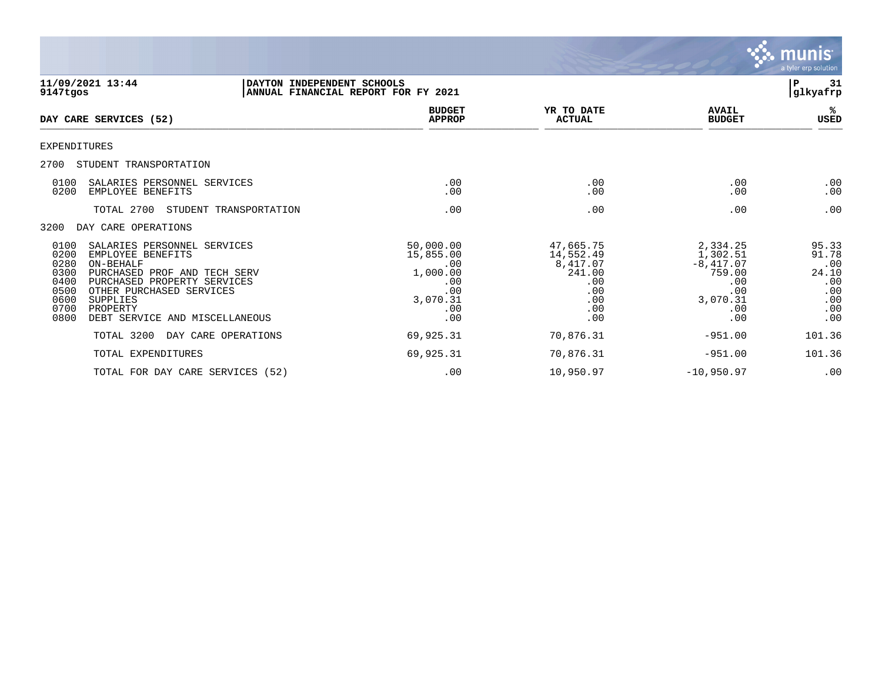**11/09/2021 13:44**
**9147tgos**

**DAYTON INDEPENDENT SCHOOLS**
**ANNUAL FINANCIAL REPORT FOR FY 2021**

**P 31**
**glkyafrp**

| DAY CARE SERVICES (52) | BUDGET APPROP | YR TO DATE ACTUAL | AVAIL BUDGET | % USED |
|---|---|---|---|---|
| EXPENDITURES | | | | |
| 2700 STUDENT TRANSPORTATION | | | | |
| 0100 SALARIES PERSONNEL SERVICES | .00 | .00 | .00 | .00 |
| 0200 EMPLOYEE BENEFITS | .00 | .00 | .00 | .00 |
| TOTAL 2700 STUDENT TRANSPORTATION | .00 | .00 | .00 | .00 |
| 3200 DAY CARE OPERATIONS | | | | |
| 0100 SALARIES PERSONNEL SERVICES | 50,000.00 | 47,665.75 | 2,334.25 | 95.33 |
| 0200 EMPLOYEE BENEFITS | 15,855.00 | 14,552.49 | 1,302.51 | 91.78 |
| 0280 ON-BEHALF | .00 | 8,417.07 | -8,417.07 | .00 |
| 0300 PURCHASED PROF AND TECH SERV | 1,000.00 | 241.00 | 759.00 | 24.10 |
| 0400 PURCHASED PROPERTY SERVICES | .00 | .00 | .00 | .00 |
| 0500 OTHER PURCHASED SERVICES | .00 | .00 | .00 | .00 |
| 0600 SUPPLIES | 3,070.31 | .00 | 3,070.31 | .00 |
| 0700 PROPERTY | .00 | .00 | .00 | .00 |
| 0800 DEBT SERVICE AND MISCELLANEOUS | .00 | .00 | .00 | .00 |
| TOTAL 3200 DAY CARE OPERATIONS | 69,925.31 | 70,876.31 | -951.00 | 101.36 |
| TOTAL EXPENDITURES | 69,925.31 | 70,876.31 | -951.00 | 101.36 |
| TOTAL FOR DAY CARE SERVICES (52) | .00 | 10,950.97 | -10,950.97 | .00 |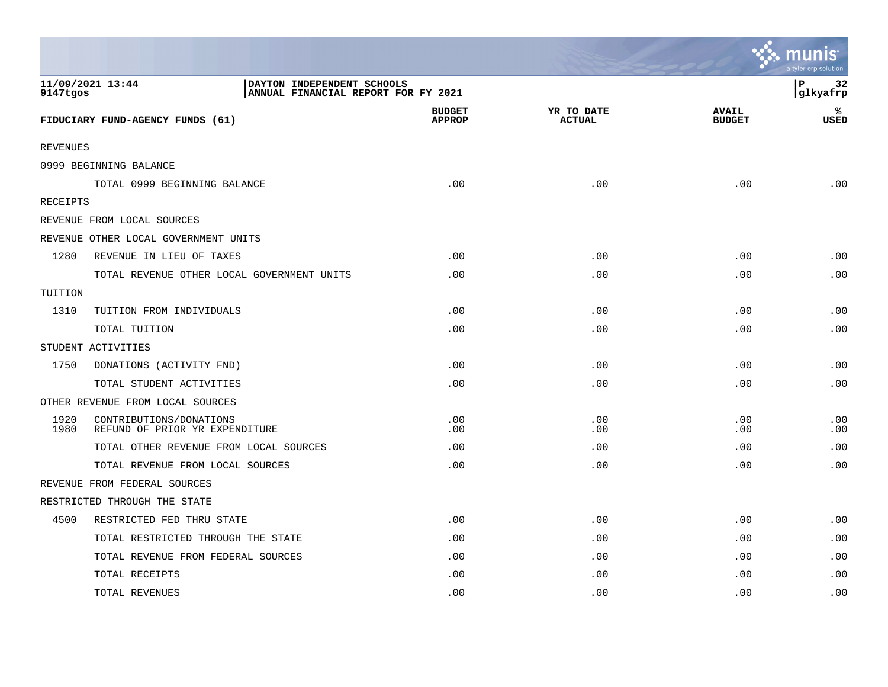11/09/2021 13:44
9147tgos

DAYTON INDEPENDENT SCHOOLS
ANNUAL FINANCIAL REPORT FOR FY 2021

| FIDUCIARY FUND-AGENCY FUNDS (61) | | BUDGET APPROP | YR TO DATE ACTUAL | AVAIL BUDGET | % USED |
|---|---|---|---|---|---|
| REVENUES | | | | | |
| 0999 BEGINNING BALANCE | | | | | |
| | TOTAL 0999 BEGINNING BALANCE | .00 | .00 | .00 | .00 |
| RECEIPTS | | | | | |
| REVENUE FROM LOCAL SOURCES | | | | | |
| REVENUE OTHER LOCAL GOVERNMENT UNITS | | | | | |
| 1280 | REVENUE IN LIEU OF TAXES | .00 | .00 | .00 | .00 |
| | TOTAL REVENUE OTHER LOCAL GOVERNMENT UNITS | .00 | .00 | .00 | .00 |
| TUITION | | | | | |
| 1310 | TUITION FROM INDIVIDUALS | .00 | .00 | .00 | .00 |
| | TOTAL TUITION | .00 | .00 | .00 | .00 |
| STUDENT ACTIVITIES | | | | | |
| 1750 | DONATIONS (ACTIVITY FND) | .00 | .00 | .00 | .00 |
| | TOTAL STUDENT ACTIVITIES | .00 | .00 | .00 | .00 |
| OTHER REVENUE FROM LOCAL SOURCES | | | | | |
| 1920 | CONTRIBUTIONS/DONATIONS | .00 | .00 | .00 | .00 |
| 1980 | REFUND OF PRIOR YR EXPENDITURE | .00 | .00 | .00 | .00 |
| | TOTAL OTHER REVENUE FROM LOCAL SOURCES | .00 | .00 | .00 | .00 |
| | TOTAL REVENUE FROM LOCAL SOURCES | .00 | .00 | .00 | .00 |
| REVENUE FROM FEDERAL SOURCES | | | | | |
| RESTRICTED THROUGH THE STATE | | | | | |
| 4500 | RESTRICTED FED THRU STATE | .00 | .00 | .00 | .00 |
| | TOTAL RESTRICTED THROUGH THE STATE | .00 | .00 | .00 | .00 |
| | TOTAL REVENUE FROM FEDERAL SOURCES | .00 | .00 | .00 | .00 |
| | TOTAL RECEIPTS | .00 | .00 | .00 | .00 |
| | TOTAL REVENUES | .00 | .00 | .00 | .00 |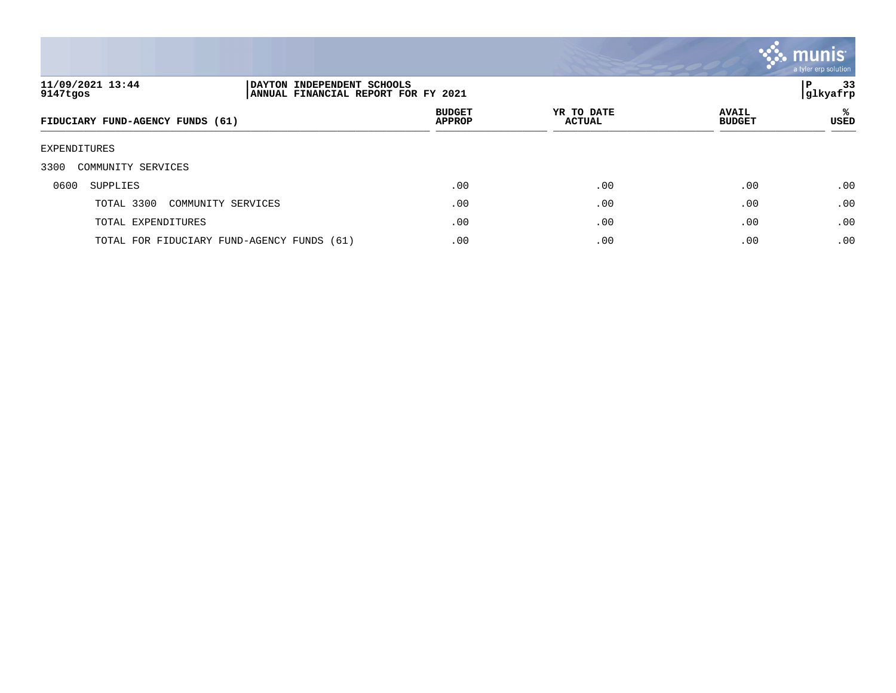**11/09/2021 13:44**
**9147tgos**

**DAYTON INDEPENDENT SCHOOLS**
**ANNUAL FINANCIAL REPORT FOR FY 2021**

**P 33**
**glkyafrp**

| FIDUCIARY FUND-AGENCY FUNDS (61) | BUDGET APPROP | YR TO DATE ACTUAL | AVAIL BUDGET | % USED |
|---|---|---|---|---|
| EXPENDITURES | | | | |
| 3300 COMMUNITY SERVICES | | | | |
| 0600 SUPPLIES | .00 | .00 | .00 | .00 |
| TOTAL 3300 COMMUNITY SERVICES | .00 | .00 | .00 | .00 |
| TOTAL EXPENDITURES | .00 | .00 | .00 | .00 |
| TOTAL FOR FIDUCIARY FUND-AGENCY FUNDS (61) | .00 | .00 | .00 | .00 |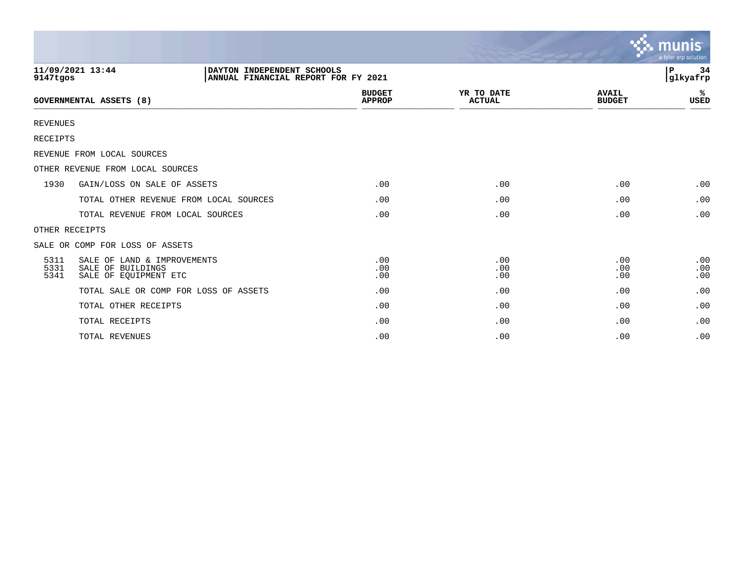11/09/2021 13:44 | DAYTON INDEPENDENT SCHOOLS
9147tgos | ANNUAL FINANCIAL REPORT FOR FY 2021

| GOVERNMENTAL ASSETS (8) | | BUDGET APPROP | YR TO DATE ACTUAL | AVAIL BUDGET | % USED |
|---|---|---|---|---|---|
| REVENUES | | | | | |
| RECEIPTS | | | | | |
| REVENUE FROM LOCAL SOURCES | | | | | |
| OTHER REVENUE FROM LOCAL SOURCES | | | | | |
| 1930 | GAIN/LOSS ON SALE OF ASSETS | .00 | .00 | .00 | .00 |
| | TOTAL OTHER REVENUE FROM LOCAL SOURCES | .00 | .00 | .00 | .00 |
| | TOTAL REVENUE FROM LOCAL SOURCES | .00 | .00 | .00 | .00 |
| OTHER RECEIPTS | | | | | |
| SALE OR COMP FOR LOSS OF ASSETS | | | | | |
| 5311 | SALE OF LAND & IMPROVEMENTS | .00 | .00 | .00 | .00 |
| 5331 | SALE OF BUILDINGS | .00 | .00 | .00 | .00 |
| 5341 | SALE OF EQUIPMENT ETC | .00 | .00 | .00 | .00 |
| | TOTAL SALE OR COMP FOR LOSS OF ASSETS | .00 | .00 | .00 | .00 |
| | TOTAL OTHER RECEIPTS | .00 | .00 | .00 | .00 |
| | TOTAL RECEIPTS | .00 | .00 | .00 | .00 |
| | TOTAL REVENUES | .00 | .00 | .00 | .00 |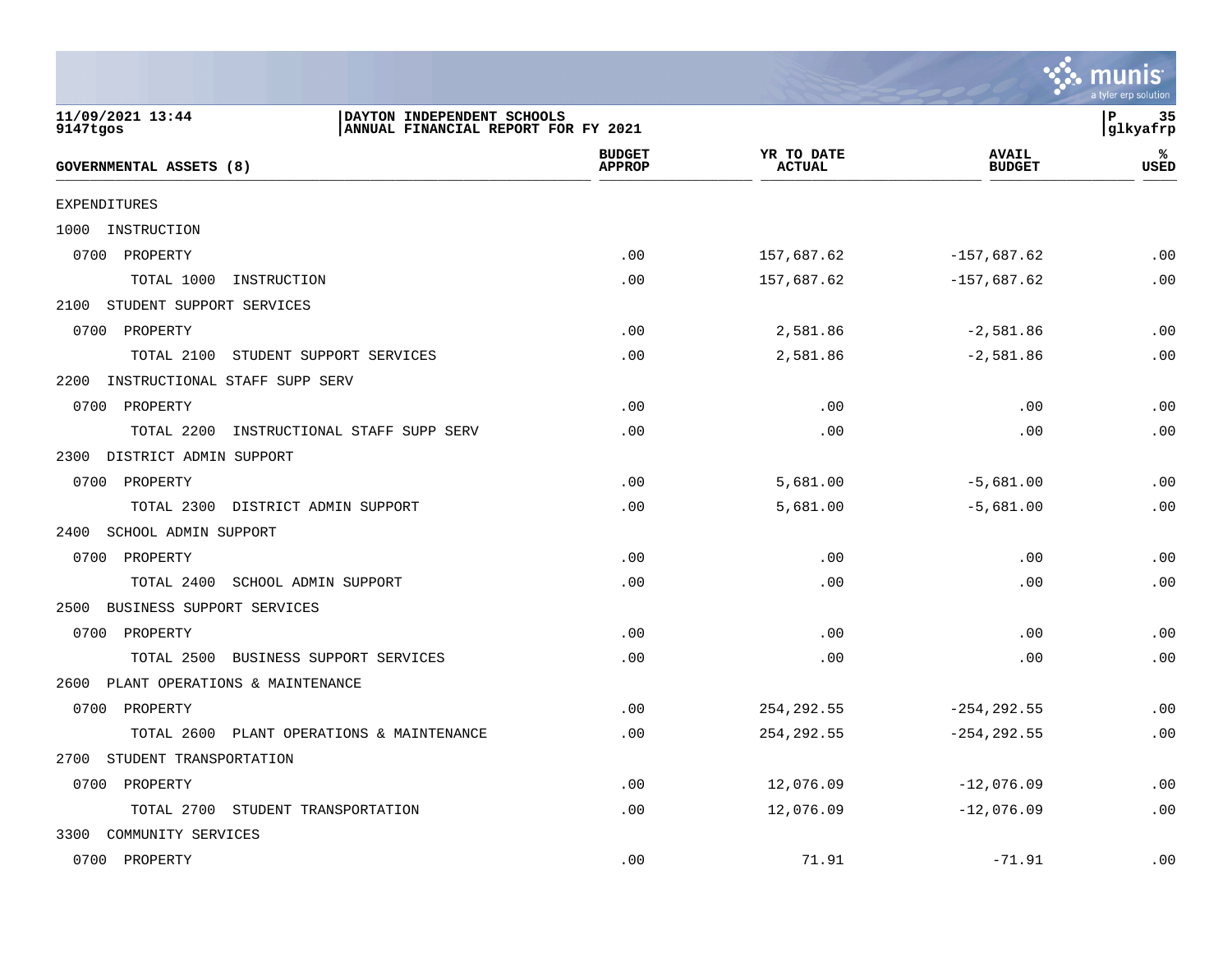DAYTON INDEPENDENT SCHOOLS
ANNUAL FINANCIAL REPORT FOR FY 2021

| GOVERNMENTAL ASSETS (8) | BUDGET APPROP | YR TO DATE ACTUAL | AVAIL BUDGET | % USED |
|---|---|---|---|---|
| EXPENDITURES | | | | |
| 1000 INSTRUCTION | | | | |
| 0700 PROPERTY | .00 | 157,687.62 | -157,687.62 | .00 |
| TOTAL 1000 INSTRUCTION | .00 | 157,687.62 | -157,687.62 | .00 |
| 2100 STUDENT SUPPORT SERVICES | | | | |
| 0700 PROPERTY | .00 | 2,581.86 | -2,581.86 | .00 |
| TOTAL 2100 STUDENT SUPPORT SERVICES | .00 | 2,581.86 | -2,581.86 | .00 |
| 2200 INSTRUCTIONAL STAFF SUPP SERV | | | | |
| 0700 PROPERTY | .00 | .00 | .00 | .00 |
| TOTAL 2200 INSTRUCTIONAL STAFF SUPP SERV | .00 | .00 | .00 | .00 |
| 2300 DISTRICT ADMIN SUPPORT | | | | |
| 0700 PROPERTY | .00 | 5,681.00 | -5,681.00 | .00 |
| TOTAL 2300 DISTRICT ADMIN SUPPORT | .00 | 5,681.00 | -5,681.00 | .00 |
| 2400 SCHOOL ADMIN SUPPORT | | | | |
| 0700 PROPERTY | .00 | .00 | .00 | .00 |
| TOTAL 2400 SCHOOL ADMIN SUPPORT | .00 | .00 | .00 | .00 |
| 2500 BUSINESS SUPPORT SERVICES | | | | |
| 0700 PROPERTY | .00 | .00 | .00 | .00 |
| TOTAL 2500 BUSINESS SUPPORT SERVICES | .00 | .00 | .00 | .00 |
| 2600 PLANT OPERATIONS & MAINTENANCE | | | | |
| 0700 PROPERTY | .00 | 254,292.55 | -254,292.55 | .00 |
| TOTAL 2600 PLANT OPERATIONS & MAINTENANCE | .00 | 254,292.55 | -254,292.55 | .00 |
| 2700 STUDENT TRANSPORTATION | | | | |
| 0700 PROPERTY | .00 | 12,076.09 | -12,076.09 | .00 |
| TOTAL 2700 STUDENT TRANSPORTATION | .00 | 12,076.09 | -12,076.09 | .00 |
| 3300 COMMUNITY SERVICES | | | | |
| 0700 PROPERTY | .00 | 71.91 | -71.91 | .00 |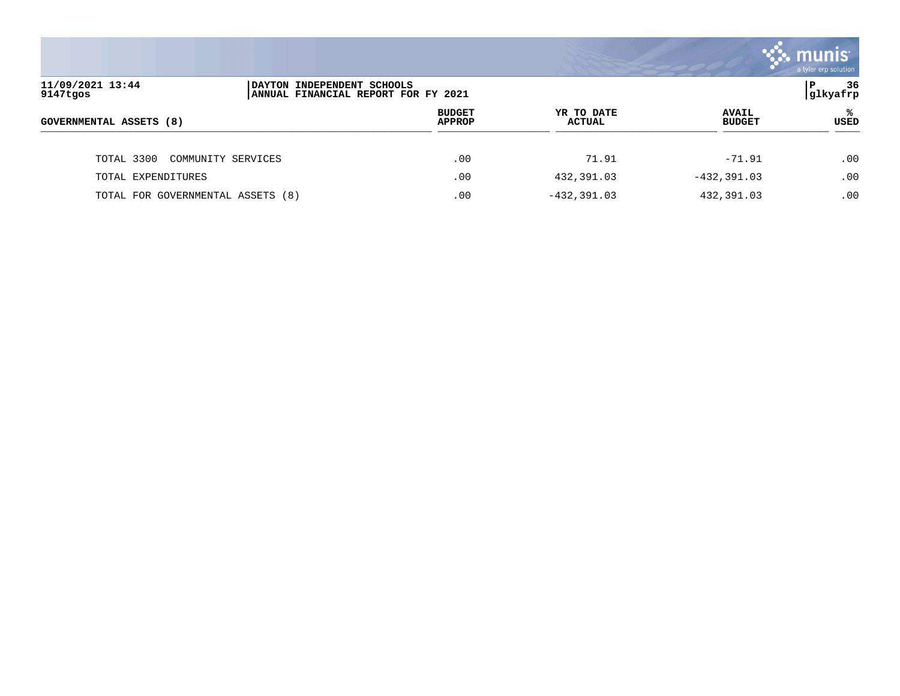| GOVERNMENTAL ASSETS (8) | BUDGET APPROP | YR TO DATE ACTUAL | AVAIL BUDGET | % USED |
|---|---|---|---|---|
| TOTAL 3300 COMMUNITY SERVICES | .00 | 71.91 | -71.91 | .00 |
| TOTAL EXPENDITURES | .00 | 432,391.03 | -432,391.03 | .00 |
| TOTAL FOR GOVERNMENTAL ASSETS (8) | .00 | -432,391.03 | 432,391.03 | .00 |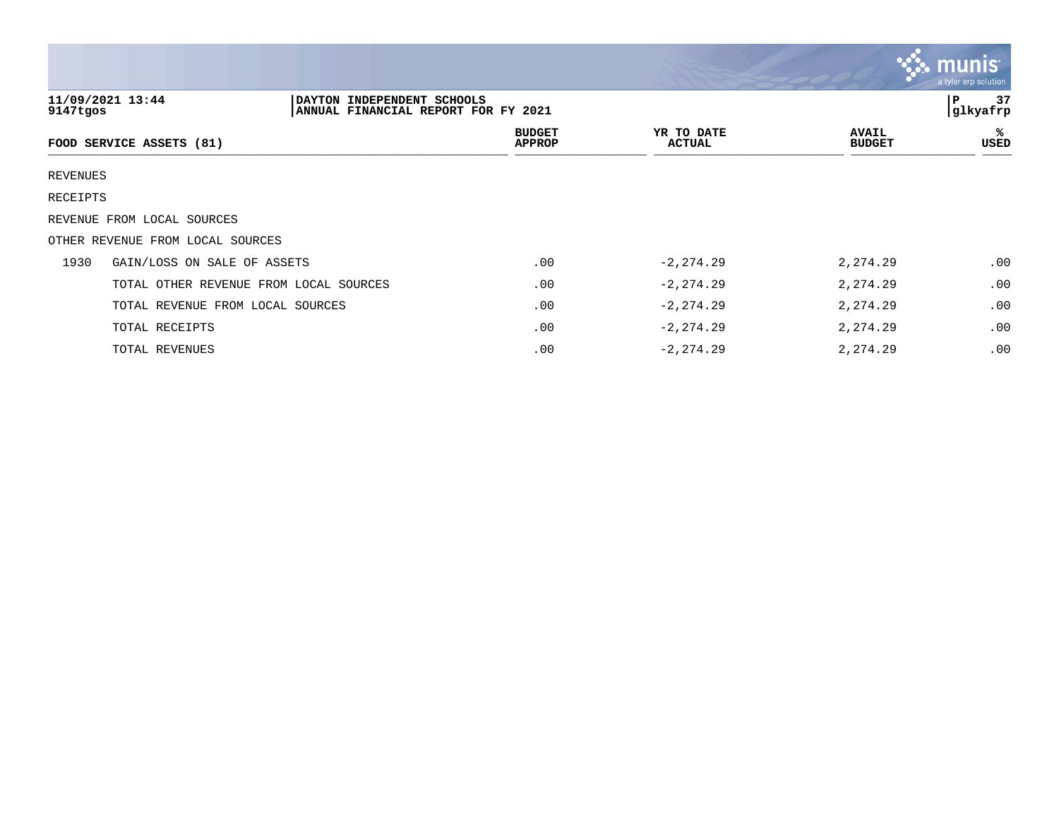11/09/2021 13:44
9147tgos

DAYTON INDEPENDENT SCHOOLS
ANNUAL FINANCIAL REPORT FOR FY 2021

| FOOD SERVICE ASSETS (81) | | BUDGET APPROP | YR TO DATE ACTUAL | AVAIL BUDGET | % USED |
|---|---|---|---|---|---|
| REVENUES | | | | | |
| RECEIPTS | | | | | |
| REVENUE FROM LOCAL SOURCES | | | | | |
| OTHER REVENUE FROM LOCAL SOURCES | | | | | |
| 1930 | GAIN/LOSS ON SALE OF ASSETS | .00 | -2,274.29 | 2,274.29 | .00 |
| | TOTAL OTHER REVENUE FROM LOCAL SOURCES | .00 | -2,274.29 | 2,274.29 | .00 |
| | TOTAL REVENUE FROM LOCAL SOURCES | .00 | -2,274.29 | 2,274.29 | .00 |
| | TOTAL RECEIPTS | .00 | -2,274.29 | 2,274.29 | .00 |
| | TOTAL REVENUES | .00 | -2,274.29 | 2,274.29 | .00 |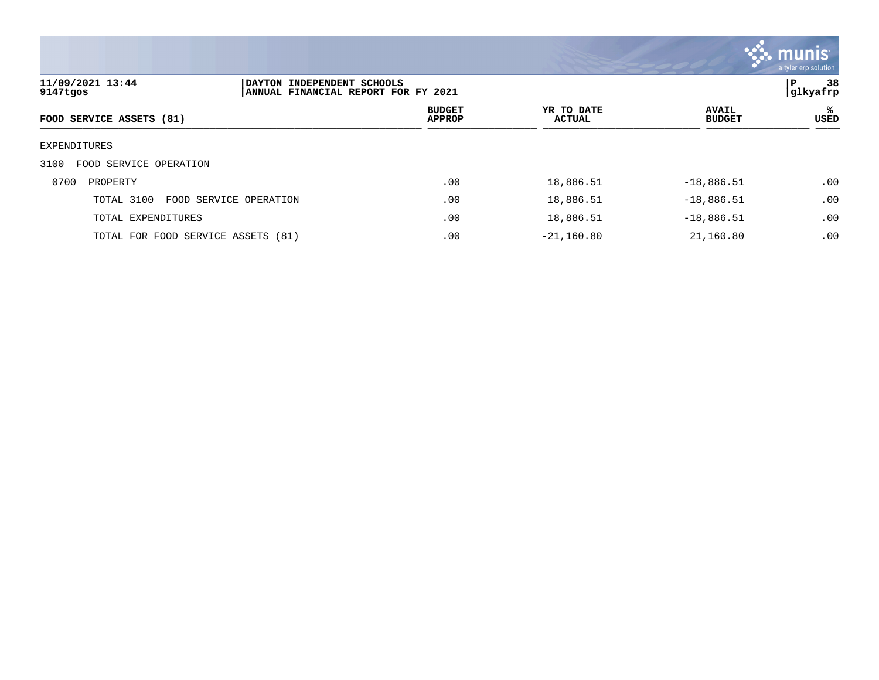DAYTON INDEPENDENT SCHOOLS
ANNUAL FINANCIAL REPORT FOR FY 2021

11/09/2021 13:44
9147tgos

glkyafrp

| FOOD SERVICE ASSETS (81) | BUDGET APPROP | YR TO DATE ACTUAL | AVAIL BUDGET | % USED |
|---|---|---|---|---|
| EXPENDITURES | | | | |
| 3100 FOOD SERVICE OPERATION | | | | |
| 0700 PROPERTY | .00 | 18,886.51 | -18,886.51 | .00 |
| TOTAL 3100 FOOD SERVICE OPERATION | .00 | 18,886.51 | -18,886.51 | .00 |
| TOTAL EXPENDITURES | .00 | 18,886.51 | -18,886.51 | .00 |
| TOTAL FOR FOOD SERVICE ASSETS (81) | .00 | -21,160.80 | 21,160.80 | .00 |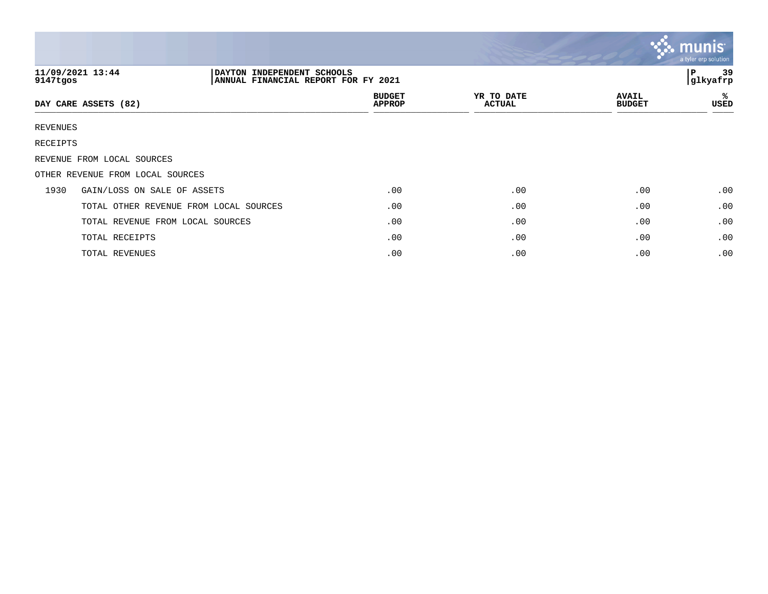11/09/2021 13:44
9147tgos

DAYTON INDEPENDENT SCHOOLS
ANNUAL FINANCIAL REPORT FOR FY 2021

P 39
glkyafrp

| DAY CARE ASSETS (82) | | BUDGET APPROP | YR TO DATE ACTUAL | AVAIL BUDGET | % USED |
|---|---|---|---|---|---|
| REVENUES | | | | | |
| RECEIPTS | | | | | |
| REVENUE FROM LOCAL SOURCES | | | | | |
| OTHER REVENUE FROM LOCAL SOURCES | | | | | |
| 1930 | GAIN/LOSS ON SALE OF ASSETS | .00 | .00 | .00 | .00 |
| | TOTAL OTHER REVENUE FROM LOCAL SOURCES | .00 | .00 | .00 | .00 |
| | TOTAL REVENUE FROM LOCAL SOURCES | .00 | .00 | .00 | .00 |
| | TOTAL RECEIPTS | .00 | .00 | .00 | .00 |
| | TOTAL REVENUES | .00 | .00 | .00 | .00 |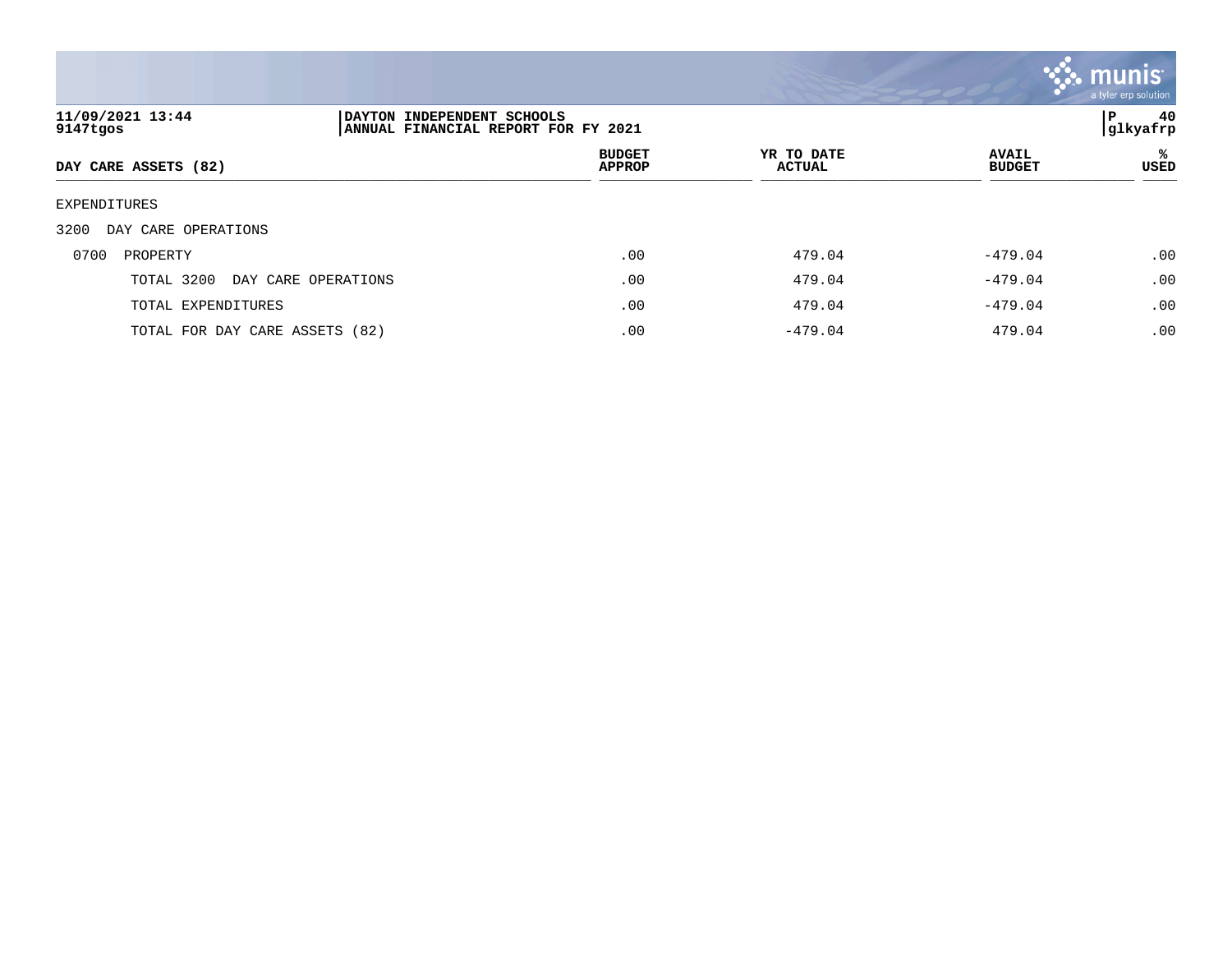11/09/2021 13:44 | DAYTON INDEPENDENT SCHOOLS
9147tgos | ANNUAL FINANCIAL REPORT FOR FY 2021

P 40 glkyafrp

| DAY CARE ASSETS (82) | BUDGET APPROP | YR TO DATE ACTUAL | AVAIL BUDGET | % USED |
|---|---|---|---|---|
| EXPENDITURES | | | | |
| 3200 DAY CARE OPERATIONS | | | | |
| 0700 PROPERTY | .00 | 479.04 | -479.04 | .00 |
| TOTAL 3200 DAY CARE OPERATIONS | .00 | 479.04 | -479.04 | .00 |
| TOTAL EXPENDITURES | .00 | 479.04 | -479.04 | .00 |
| TOTAL FOR DAY CARE ASSETS (82) | .00 | -479.04 | 479.04 | .00 |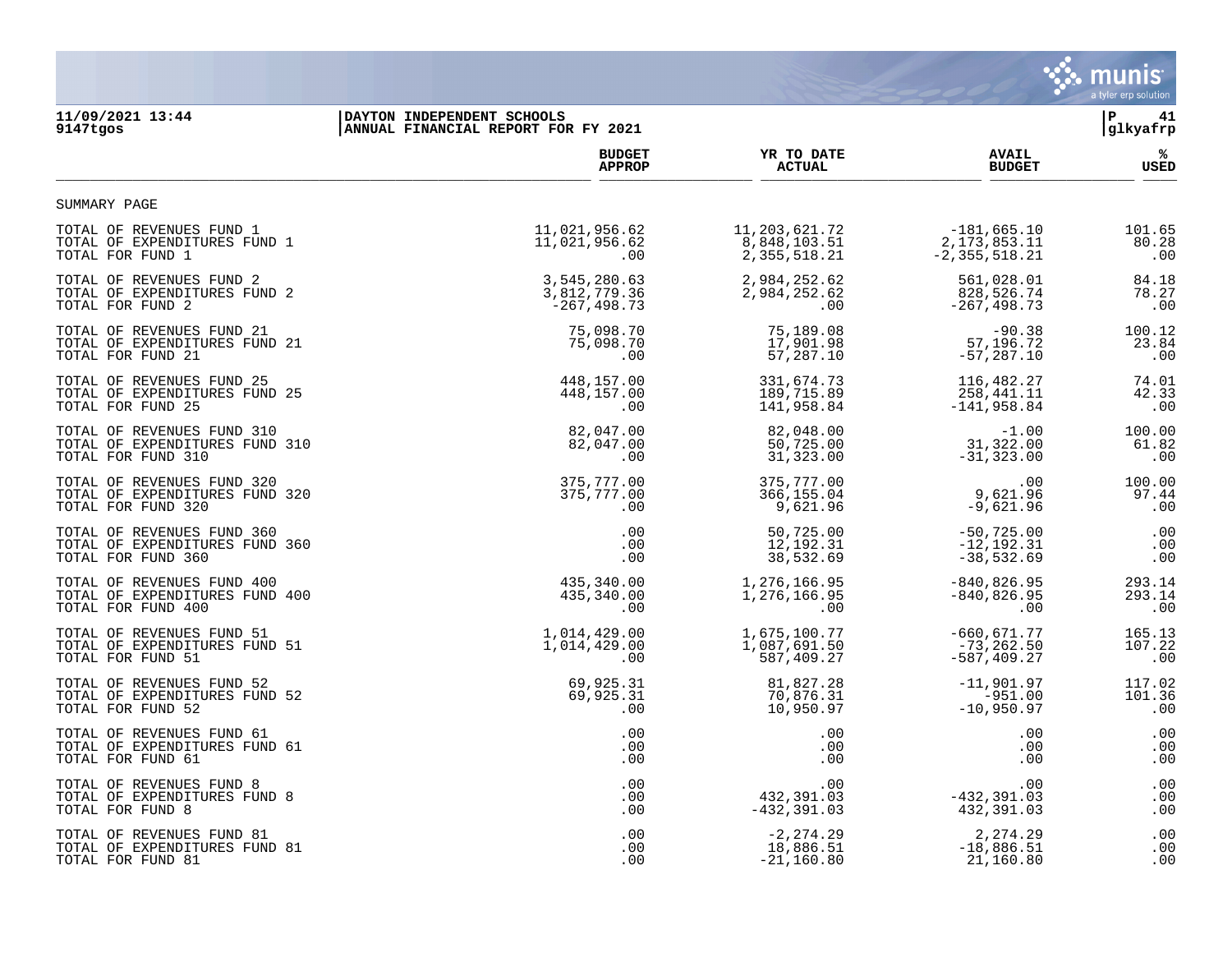11/09/2021 13:44 | DAYTON INDEPENDENT SCHOOLS
9147tgos | ANNUAL FINANCIAL REPORT FOR FY 2021

SUMMARY PAGE

| | BUDGET APPROP | YR TO DATE ACTUAL | AVAIL BUDGET | % USED |
|---|---|---|---|---|
| TOTAL OF REVENUES FUND 1 | 11,021,956.62 | 11,203,621.72 | -181,665.10 | 101.65 |
| TOTAL OF EXPENDITURES FUND 1 | 11,021,956.62 | 8,848,103.51 | 2,173,853.11 | 80.28 |
| TOTAL FOR FUND 1 | .00 | 2,355,518.21 | -2,355,518.21 | .00 |
| TOTAL OF REVENUES FUND 2 | 3,545,280.63 | 2,984,252.62 | 561,028.01 | 84.18 |
| TOTAL OF EXPENDITURES FUND 2 | 3,812,779.36 | 2,984,252.62 | 828,526.74 | 78.27 |
| TOTAL FOR FUND 2 | -267,498.73 | .00 | -267,498.73 | .00 |
| TOTAL OF REVENUES FUND 21 | 75,098.70 | 75,189.08 | -90.38 | 100.12 |
| TOTAL OF EXPENDITURES FUND 21 | 75,098.70 | 17,901.98 | 57,196.72 | 23.84 |
| TOTAL FOR FUND 21 | .00 | 57,287.10 | -57,287.10 | .00 |
| TOTAL OF REVENUES FUND 25 | 448,157.00 | 331,674.73 | 116,482.27 | 74.01 |
| TOTAL OF EXPENDITURES FUND 25 | 448,157.00 | 189,715.89 | 258,441.11 | 42.33 |
| TOTAL FOR FUND 25 | .00 | 141,958.84 | -141,958.84 | .00 |
| TOTAL OF REVENUES FUND 310 | 82,047.00 | 82,048.00 | -1.00 | 100.00 |
| TOTAL OF EXPENDITURES FUND 310 | 82,047.00 | 50,725.00 | 31,322.00 | 61.82 |
| TOTAL FOR FUND 310 | .00 | 31,323.00 | -31,323.00 | .00 |
| TOTAL OF REVENUES FUND 320 | 375,777.00 | 375,777.00 | .00 | 100.00 |
| TOTAL OF EXPENDITURES FUND 320 | 375,777.00 | 366,155.04 | 9,621.96 | 97.44 |
| TOTAL FOR FUND 320 | .00 | 9,621.96 | -9,621.96 | .00 |
| TOTAL OF REVENUES FUND 360 | .00 | 50,725.00 | -50,725.00 | .00 |
| TOTAL OF EXPENDITURES FUND 360 | .00 | 12,192.31 | -12,192.31 | .00 |
| TOTAL FOR FUND 360 | .00 | 38,532.69 | -38,532.69 | .00 |
| TOTAL OF REVENUES FUND 400 | 435,340.00 | 1,276,166.95 | -840,826.95 | 293.14 |
| TOTAL OF EXPENDITURES FUND 400 | 435,340.00 | 1,276,166.95 | -840,826.95 | 293.14 |
| TOTAL FOR FUND 400 | .00 | .00 | .00 | .00 |
| TOTAL OF REVENUES FUND 51 | 1,014,429.00 | 1,675,100.77 | -660,671.77 | 165.13 |
| TOTAL OF EXPENDITURES FUND 51 | 1,014,429.00 | 1,087,691.50 | -73,262.50 | 107.22 |
| TOTAL FOR FUND 51 | .00 | 587,409.27 | -587,409.27 | .00 |
| TOTAL OF REVENUES FUND 52 | 69,925.31 | 81,827.28 | -11,901.97 | 117.02 |
| TOTAL OF EXPENDITURES FUND 52 | 69,925.31 | 70,876.31 | -951.00 | 101.36 |
| TOTAL FOR FUND 52 | .00 | 10,950.97 | -10,950.97 | .00 |
| TOTAL OF REVENUES FUND 61 | .00 | .00 | .00 | .00 |
| TOTAL OF EXPENDITURES FUND 61 | .00 | .00 | .00 | .00 |
| TOTAL FOR FUND 61 | .00 | .00 | .00 | .00 |
| TOTAL OF REVENUES FUND 8 | .00 | .00 | .00 | .00 |
| TOTAL OF EXPENDITURES FUND 8 | .00 | 432,391.03 | -432,391.03 | .00 |
| TOTAL FOR FUND 8 | .00 | -432,391.03 | 432,391.03 | .00 |
| TOTAL OF REVENUES FUND 81 | .00 | -2,274.29 | 2,274.29 | .00 |
| TOTAL OF EXPENDITURES FUND 81 | .00 | 18,886.51 | -18,886.51 | .00 |
| TOTAL FOR FUND 81 | .00 | -21,160.80 | 21,160.80 | .00 |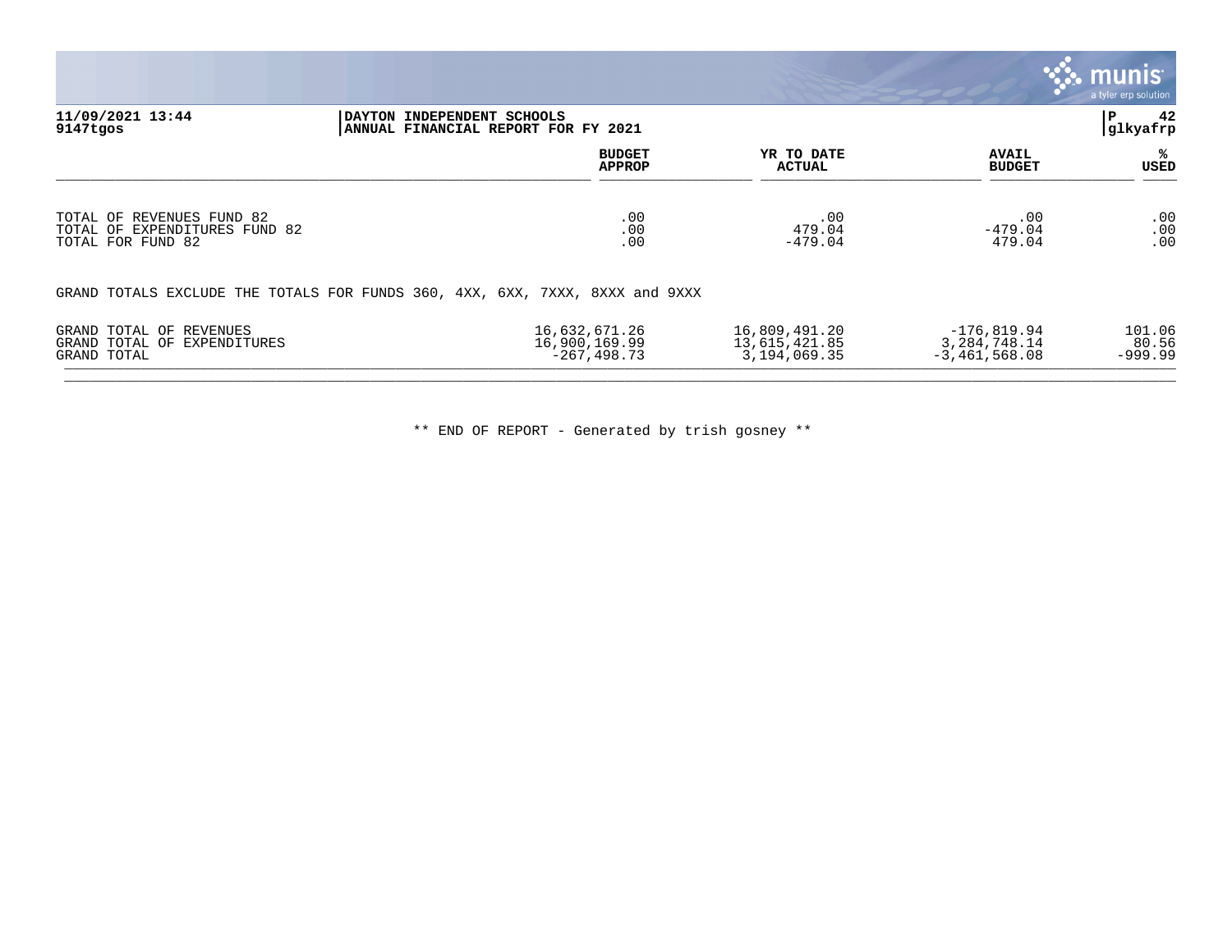DAYTON INDEPENDENT SCHOOLS
ANNUAL FINANCIAL REPORT FOR FY 2021

11/09/2021 13:44
9147tgos

glkyafrp

| | BUDGET APPROP | YR TO DATE ACTUAL | AVAIL BUDGET | % USED |
|---|---|---|---|---|
| TOTAL OF REVENUES FUND 82 | .00 | .00 | .00 | .00 |
| TOTAL OF EXPENDITURES FUND 82 | .00 | 479.04 | -479.04 | .00 |
| TOTAL FOR FUND 82 | .00 | -479.04 | 479.04 | .00 |

GRAND TOTALS EXCLUDE THE TOTALS FOR FUNDS 360, 4XX, 6XX, 7XXX, 8XXX and 9XXX

| | BUDGET APPROP | YR TO DATE ACTUAL | AVAIL BUDGET | % USED |
|---|---|---|---|---|
| GRAND TOTAL OF REVENUES | 16,632,671.26 | 16,809,491.20 | -176,819.94 | 101.06 |
| GRAND TOTAL OF EXPENDITURES | 16,900,169.99 | 13,615,421.85 | 3,284,748.14 | 80.56 |
| GRAND TOTAL | -267,498.73 | 3,194,069.35 | -3,461,568.08 | -999.99 |

** END OF REPORT - Generated by trish gosney **